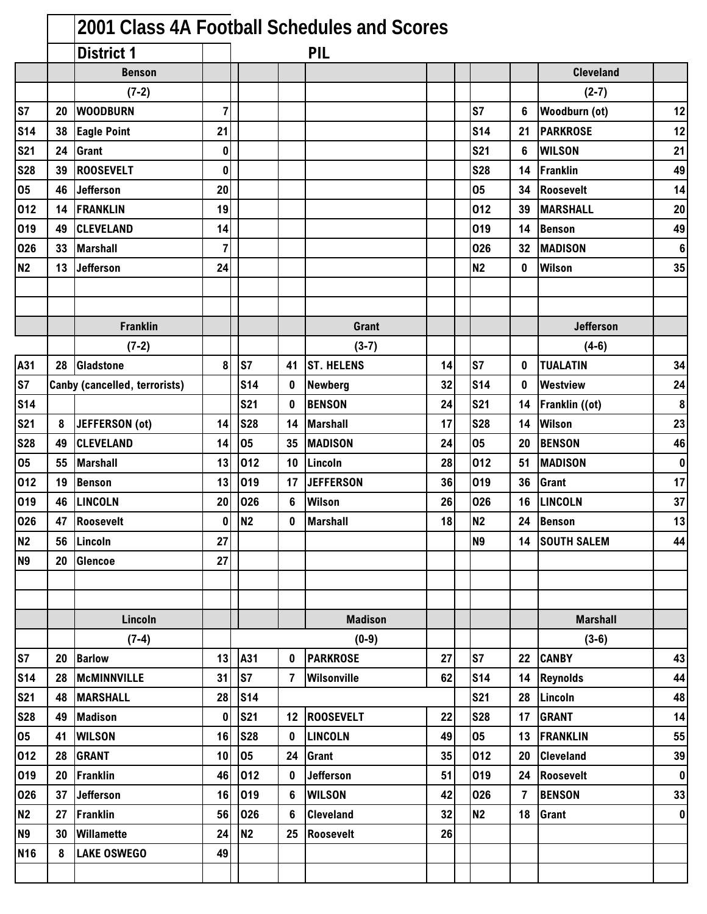# 2001 Class 4A Football Schedules and Scores

## District 1 — PIL

### Benson (7-2)

| Date | Score | Opponent | Opp Score |
|---|---|---|---|
| S7 | 20 | WOODBURN | 7 |
| S14 | 38 | Eagle Point | 21 |
| S21 | 24 | Grant | 0 |
| S28 | 39 | ROOSEVELT | 0 |
| O5 | 46 | Jefferson | 20 |
| O12 | 14 | FRANKLIN | 19 |
| O19 | 49 | CLEVELAND | 14 |
| O26 | 33 | Marshall | 7 |
| N2 | 13 | Jefferson | 24 |

### Cleveland (2-7)

| Date | Score | Opponent | Opp Score |
|---|---|---|---|
| S7 | 6 | Woodburn (ot) | 12 |
| S14 | 21 | PARKROSE | 12 |
| S21 | 6 | WILSON | 21 |
| S28 | 14 | Franklin | 49 |
| O5 | 34 | Roosevelt | 14 |
| O12 | 39 | MARSHALL | 20 |
| O19 | 14 | Benson | 49 |
| O26 | 32 | MADISON | 6 |
| N2 | 0 | Wilson | 35 |

### Franklin (7-2)

| Date | Score | Opponent | Opp Score |
|---|---|---|---|
| A31 | 28 | Gladstone | 8 |
| S7 | Canby (cancelled, terrorists) | | |
| S14 | | | |
| S21 | 8 | JEFFERSON (ot) | 14 |
| S28 | 49 | CLEVELAND | 14 |
| O5 | 55 | Marshall | 13 |
| O12 | 19 | Benson | 13 |
| O19 | 46 | LINCOLN | 20 |
| O26 | 47 | Roosevelt | 0 |
| N2 | 56 | Lincoln | 27 |
| N9 | 20 | Glencoe | 27 |

### Grant (3-7)

| Date | Score | Opponent | Opp Score |
|---|---|---|---|
| S7 | 41 | ST. HELENS | 14 |
| S14 | 0 | Newberg | 32 |
| S21 | 0 | BENSON | 24 |
| S28 | 14 | Marshall | 17 |
| O5 | 35 | MADISON | 24 |
| O12 | 10 | Lincoln | 28 |
| O19 | 17 | JEFFERSON | 36 |
| O26 | 6 | Wilson | 26 |
| N2 | 0 | Marshall | 18 |

### Jefferson (4-6)

| Date | Score | Opponent | Opp Score |
|---|---|---|---|
| S7 | 0 | TUALATIN | 34 |
| S14 | 0 | Westview | 24 |
| S21 | 14 | Franklin ((ot) | 8 |
| S28 | 14 | Wilson | 23 |
| O5 | 20 | BENSON | 46 |
| O12 | 51 | MADISON | 0 |
| O19 | 36 | Grant | 17 |
| O26 | 16 | LINCOLN | 37 |
| N2 | 24 | Benson | 13 |
| N9 | 14 | SOUTH SALEM | 44 |

### Lincoln (7-4)

| Date | Score | Opponent | Opp Score |
|---|---|---|---|
| S7 | 20 | Barlow | 13 |
| S14 | 28 | McMINNVILLE | 31 |
| S21 | 48 | MARSHALL | 28 |
| S28 | 49 | Madison | 0 |
| O5 | 41 | WILSON | 16 |
| O12 | 28 | GRANT | 10 |
| O19 | 20 | Franklin | 46 |
| O26 | 37 | Jefferson | 16 |
| N2 | 27 | Franklin | 56 |
| N9 | 30 | Willamette | 24 |
| N16 | 8 | LAKE OSWEGO | 49 |

### Madison (0-9)

| Date | Score | Opponent | Opp Score |
|---|---|---|---|
| A31 | 0 | PARKROSE | 27 |
| S7 | 7 | Wilsonville | 62 |
| S14 | | | |
| S21 | 12 | ROOSEVELT | 22 |
| S28 | 0 | LINCOLN | 49 |
| O5 | 24 | Grant | 35 |
| O12 | 0 | Jefferson | 51 |
| O19 | 6 | WILSON | 42 |
| O26 | 6 | Cleveland | 32 |
| N2 | 25 | Roosevelt | 26 |

### Marshall (3-6)

| Date | Score | Opponent | Opp Score |
|---|---|---|---|
| S7 | 22 | CANBY | 43 |
| S14 | 14 | Reynolds | 44 |
| S21 | 28 | Lincoln | 48 |
| S28 | 17 | GRANT | 14 |
| O5 | 13 | FRANKLIN | 55 |
| O12 | 20 | Cleveland | 39 |
| O19 | 24 | Roosevelt | 0 |
| O26 | 7 | BENSON | 33 |
| N2 | 18 | Grant | 0 |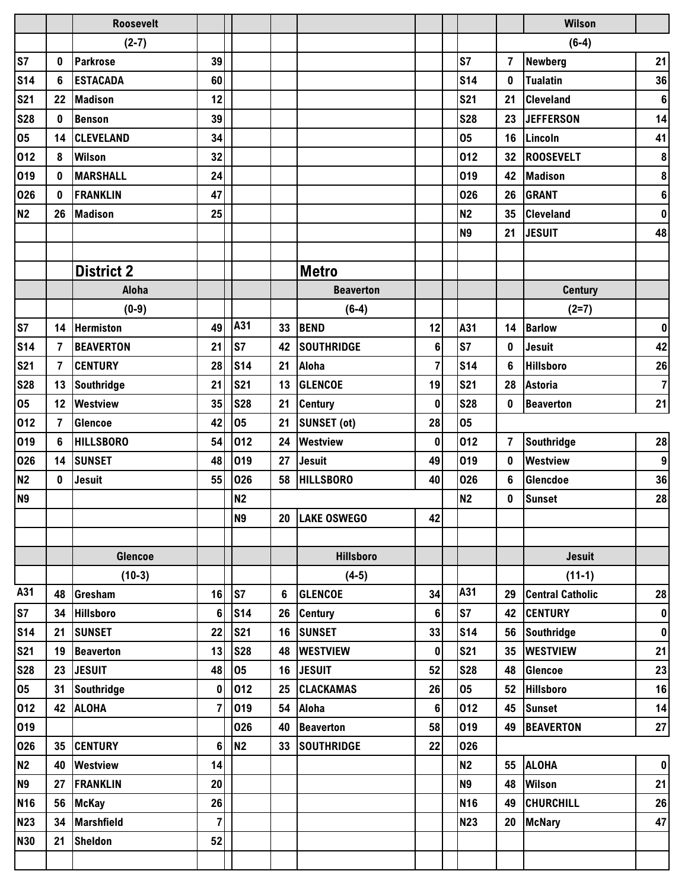| | | Roosevelt | | | | | | | | | Wilson | |
|---|---|---|---|---|---|---|---|---|---|---|---|---|
| | | (2-7) | | | | | | | | | (6-4) | |
| S7 | 0 | Parkrose | 39 | | | | | | S7 | 7 | Newberg | 21 |
| S14 | 6 | ESTACADA | 60 | | | | | | S14 | 0 | Tualatin | 36 |
| S21 | 22 | Madison | 12 | | | | | | S21 | 21 | Cleveland | 6 |
| S28 | 0 | Benson | 39 | | | | | | S28 | 23 | JEFFERSON | 14 |
| O5 | 14 | CLEVELAND | 34 | | | | | | O5 | 16 | Lincoln | 41 |
| O12 | 8 | Wilson | 32 | | | | | | O12 | 32 | ROOSEVELT | 8 |
| O19 | 0 | MARSHALL | 24 | | | | | | O19 | 42 | Madison | 8 |
| O26 | 0 | FRANKLIN | 47 | | | | | | O26 | 26 | GRANT | 6 |
| N2 | 26 | Madison | 25 | | | | | | N2 | 35 | Cleveland | 0 |
| | | | | | | | | | N9 | 21 | JESUIT | 48 |

## District 2 Metro

| | | Aloha | | | | Beaverton | | | | Century | |
|---|---|---|---|---|---|---|---|---|---|---|---|
| | | (0-9) | | | | (6-4) | | | | (2=7) | |
| S7 | 14 | Hermiston | 49 | A31 | 33 | BEND | 12 | A31 | 14 | Barlow | 0 |
| S14 | 7 | BEAVERTON | 21 | S7 | 42 | SOUTHRIDGE | 6 | S7 | 0 | Jesuit | 42 |
| S21 | 7 | CENTURY | 28 | S14 | 21 | Aloha | 7 | S14 | 6 | Hillsboro | 26 |
| S28 | 13 | Southridge | 21 | S21 | 13 | GLENCOE | 19 | S21 | 28 | Astoria | 7 |
| O5 | 12 | Westview | 35 | S28 | 21 | Century | 0 | S28 | 0 | Beaverton | 21 |
| O12 | 7 | Glencoe | 42 | O5 | 21 | SUNSET (ot) | 28 | O5 | | | |
| O19 | 6 | HILLSBORO | 54 | O12 | 24 | Westview | 0 | O12 | 7 | Southridge | 28 |
| O26 | 14 | SUNSET | 48 | O19 | 27 | Jesuit | 49 | O19 | 0 | Westview | 9 |
| N2 | 0 | Jesuit | 55 | O26 | 58 | HILLSBORO | 40 | O26 | 6 | Glencdoe | 36 |
| N9 | | | | N2 | | | | N2 | 0 | Sunset | 28 |
| | | | | N9 | 20 | LAKE OSWEGO | 42 | | | | |

| | | Glencoe | | | | Hillsboro | | | | Jesuit | |
|---|---|---|---|---|---|---|---|---|---|---|---|
| | | (10-3) | | | | (4-5) | | | | (11-1) | |
| A31 | 48 | Gresham | 16 | S7 | 6 | GLENCOE | 34 | A31 | 29 | Central Catholic | 28 |
| S7 | 34 | Hillsboro | 6 | S14 | 26 | Century | 6 | S7 | 42 | CENTURY | 0 |
| S14 | 21 | SUNSET | 22 | S21 | 16 | SUNSET | 33 | S14 | 56 | Southridge | 0 |
| S21 | 19 | Beaverton | 13 | S28 | 48 | WESTVIEW | 0 | S21 | 35 | WESTVIEW | 21 |
| S28 | 23 | JESUIT | 48 | O5 | 16 | JESUIT | 52 | S28 | 48 | Glencoe | 23 |
| O5 | 31 | Southridge | 0 | O12 | 25 | CLACKAMAS | 26 | O5 | 52 | Hillsboro | 16 |
| O12 | 42 | ALOHA | 7 | O19 | 54 | Aloha | 6 | O12 | 45 | Sunset | 14 |
| O19 | | | | O26 | 40 | Beaverton | 58 | O19 | 49 | BEAVERTON | 27 |
| O26 | 35 | CENTURY | 6 | N2 | 33 | SOUTHRIDGE | 22 | O26 | | | |
| N2 | 40 | Westview | 14 | | | | | N2 | 55 | ALOHA | 0 |
| N9 | 27 | FRANKLIN | 20 | | | | | N9 | 48 | Wilson | 21 |
| N16 | 56 | McKay | 26 | | | | | N16 | 49 | CHURCHILL | 26 |
| N23 | 34 | Marshfield | 7 | | | | | N23 | 20 | McNary | 47 |
| N30 | 21 | Sheldon | 52 | | | | | | | | |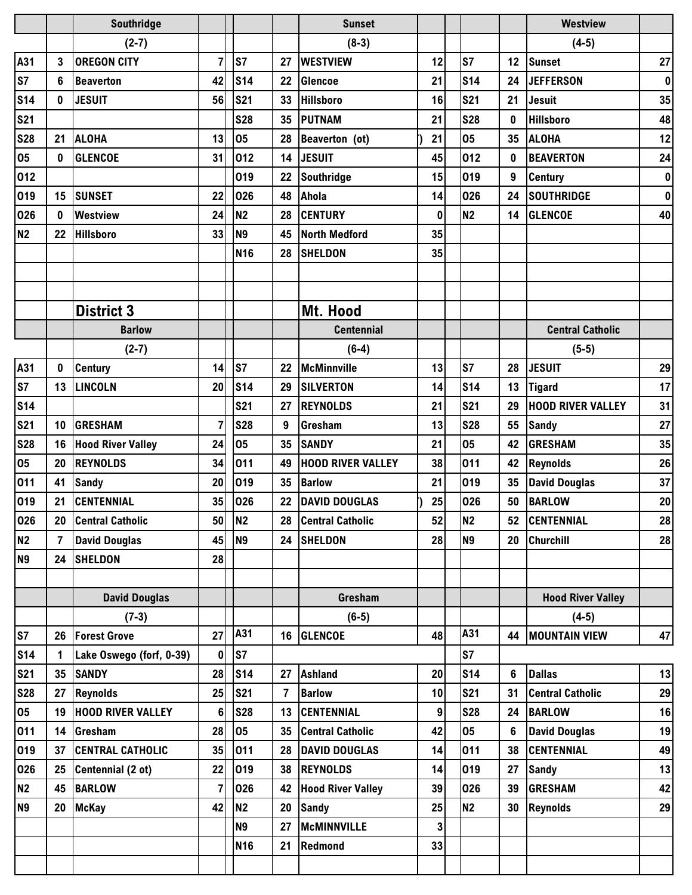| | | Southridge | | | | Sunset | | | | Westview | |
|---|---|---|---|---|---|---|---|---|---|---|---|
| | | (2-7) | | | | (8-3) | | | | (4-5) | |
| A31 | 3 | OREGON CITY | 7 | S7 | 27 | WESTVIEW | 12 | S7 | 12 | Sunset | 27 |
| S7 | 6 | Beaverton | 42 | S14 | 22 | Glencoe | 21 | S14 | 24 | JEFFERSON | 0 |
| S14 | 0 | JESUIT | 56 | S21 | 33 | Hillsboro | 16 | S21 | 21 | Jesuit | 35 |
| S21 | | | | S28 | 35 | PUTNAM | 21 | S28 | 0 | Hillsboro | 48 |
| S28 | 21 | ALOHA | 13 | O5 | 28 | Beaverton (ot) | 21 | O5 | 35 | ALOHA | 12 |
| O5 | 0 | GLENCOE | 31 | O12 | 14 | JESUIT | 45 | O12 | 0 | BEAVERTON | 24 |
| O12 | | | | O19 | 22 | Southridge | 15 | O19 | 9 | Century | 0 |
| O19 | 15 | SUNSET | 22 | O26 | 48 | Ahola | 14 | O26 | 24 | SOUTHRIDGE | 0 |
| O26 | 0 | Westview | 24 | N2 | 28 | CENTURY | 0 | N2 | 14 | GLENCOE | 40 |
| N2 | 22 | Hillsboro | 33 | N9 | 45 | North Medford | 35 | | | | |
| | | | | N16 | 28 | SHELDON | 35 | | | | |

## District 3 — Mt. Hood

| | | Barlow | | | | Centennial | | | | Central Catholic | |
|---|---|---|---|---|---|---|---|---|---|---|---|
| | | (2-7) | | | | (6-4) | | | | (5-5) | |
| A31 | 0 | Century | 14 | S7 | 22 | McMinnville | 13 | S7 | 28 | JESUIT | 29 |
| S7 | 13 | LINCOLN | 20 | S14 | 29 | SILVERTON | 14 | S14 | 13 | Tigard | 17 |
| S14 | | | | S21 | 27 | REYNOLDS | 21 | S21 | 29 | HOOD RIVER VALLEY | 31 |
| S21 | 10 | GRESHAM | 7 | S28 | 9 | Gresham | 13 | S28 | 55 | Sandy | 27 |
| S28 | 16 | Hood River Valley | 24 | O5 | 35 | SANDY | 21 | O5 | 42 | GRESHAM | 35 |
| O5 | 20 | REYNOLDS | 34 | O11 | 49 | HOOD RIVER VALLEY | 38 | O11 | 42 | Reynolds | 26 |
| O11 | 41 | Sandy | 20 | O19 | 35 | Barlow | 21 | O19 | 35 | David Douglas | 37 |
| O19 | 21 | CENTENNIAL | 35 | O26 | 22 | DAVID DOUGLAS | 25 | O26 | 50 | BARLOW | 20 |
| O26 | 20 | Central Catholic | 50 | N2 | 28 | Central Catholic | 52 | N2 | 52 | CENTENNIAL | 28 |
| N2 | 7 | David Douglas | 45 | N9 | 24 | SHELDON | 28 | N9 | 20 | Churchill | 28 |
| N9 | 24 | SHELDON | 28 | | | | | | | | |

| | | David Douglas | | | | Gresham | | | | Hood River Valley | |
|---|---|---|---|---|---|---|---|---|---|---|---|
| | | (7-3) | | | | (6-5) | | | | (4-5) | |
| S7 | 26 | Forest Grove | 27 | A31 | 16 | GLENCOE | 48 | A31 | 44 | MOUNTAIN VIEW | 47 |
| S14 | 1 | Lake Oswego (forf, 0-39) | 0 | S7 | | | | S7 | | | |
| S21 | 35 | SANDY | 28 | S14 | 27 | Ashland | 20 | S14 | 6 | Dallas | 13 |
| S28 | 27 | Reynolds | 25 | S21 | 7 | Barlow | 10 | S21 | 31 | Central Catholic | 29 |
| O5 | 19 | HOOD RIVER VALLEY | 6 | S28 | 13 | CENTENNIAL | 9 | S28 | 24 | BARLOW | 16 |
| O11 | 14 | Gresham | 28 | O5 | 35 | Central Catholic | 42 | O5 | 6 | David Douglas | 19 |
| O19 | 37 | CENTRAL CATHOLIC | 35 | O11 | 28 | DAVID DOUGLAS | 14 | O11 | 38 | CENTENNIAL | 49 |
| O26 | 25 | Centennial (2 ot) | 22 | O19 | 38 | REYNOLDS | 14 | O19 | 27 | Sandy | 13 |
| N2 | 45 | BARLOW | 7 | O26 | 42 | Hood River Valley | 39 | O26 | 39 | GRESHAM | 42 |
| N9 | 20 | McKay | 42 | N2 | 20 | Sandy | 25 | N2 | 30 | Reynolds | 29 |
| | | | | N9 | 27 | McMINNVILLE | 3 | | | | |
| | | | | N16 | 21 | Redmond | 33 | | | | |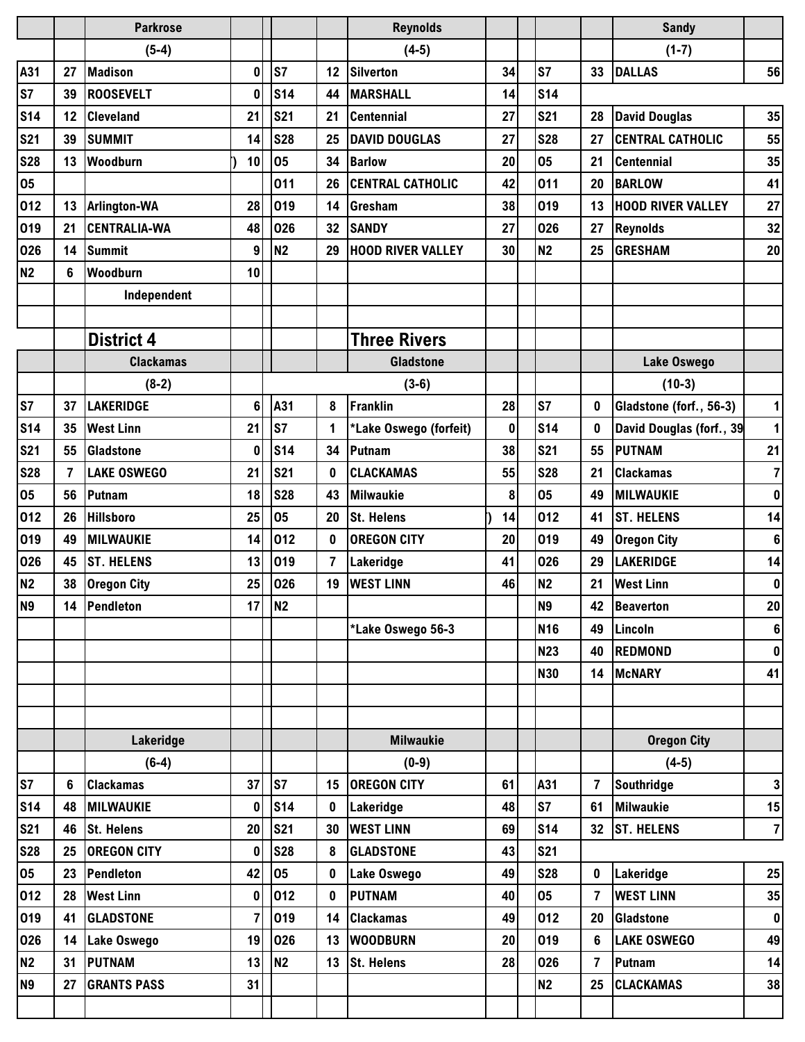| | | Parkrose | | | | Reynolds | | | | Sandy | |
|---|---|---|---|---|---|---|---|---|---|---|---|
| | | (5-4) | | | | (4-5) | | | | (1-7) | |
| A31 | 27 | Madison | 0 | S7 | 12 | Silverton | 34 | S7 | 33 | DALLAS | 56 |
| S7 | 39 | ROOSEVELT | 0 | S14 | 44 | MARSHALL | 14 | S14 | | | |
| S14 | 12 | Cleveland | 21 | S21 | 21 | Centennial | 27 | S21 | 28 | David Douglas | 35 |
| S21 | 39 | SUMMIT | 14 | S28 | 25 | DAVID DOUGLAS | 27 | S28 | 27 | CENTRAL CATHOLIC | 55 |
| S28 | 13 | Woodburn | ) 10 | O5 | 34 | Barlow | 20 | O5 | 21 | Centennial | 35 |
| O5 | | | | O11 | 26 | CENTRAL CATHOLIC | 42 | O11 | 20 | BARLOW | 41 |
| O12 | 13 | Arlington-WA | 28 | O19 | 14 | Gresham | 38 | O19 | 13 | HOOD RIVER VALLEY | 27 |
| O19 | 21 | CENTRALIA-WA | 48 | O26 | 32 | SANDY | 27 | O26 | 27 | Reynolds | 32 |
| O26 | 14 | Summit | 9 | N2 | 29 | HOOD RIVER VALLEY | 30 | N2 | 25 | GRESHAM | 20 |
| N2 | 6 | Woodburn | 10 | | | | | | | | |
| | | Independent | | | | | | | | | |

## District 4 — Three Rivers

| | | Clackamas | | | | Gladstone | | | | Lake Oswego | |
|---|---|---|---|---|---|---|---|---|---|---|---|
| | | (8-2) | | | | (3-6) | | | | (10-3) | |
| S7 | 37 | LAKERIDGE | 6 | A31 | 8 | Franklin | 28 | S7 | 0 | Gladstone (forf., 56-3) | 1 |
| S14 | 35 | West Linn | 21 | S7 | 1 | *Lake Oswego (forfeit) | 0 | S14 | 0 | David Douglas (forf., 39 | 1 |
| S21 | 55 | Gladstone | 0 | S14 | 34 | Putnam | 38 | S21 | 55 | PUTNAM | 21 |
| S28 | 7 | LAKE OSWEGO | 21 | S21 | 0 | CLACKAMAS | 55 | S28 | 21 | Clackamas | 7 |
| O5 | 56 | Putnam | 18 | S28 | 43 | Milwaukie | 8 | O5 | 49 | MILWAUKIE | 0 |
| O12 | 26 | Hillsboro | 25 | O5 | 20 | St. Helens | ) 14 | O12 | 41 | ST. HELENS | 14 |
| O19 | 49 | MILWAUKIE | 14 | O12 | 0 | OREGON CITY | 20 | O19 | 49 | Oregon City | 6 |
| O26 | 45 | ST. HELENS | 13 | O19 | 7 | Lakeridge | 41 | O26 | 29 | LAKERIDGE | 14 |
| N2 | 38 | Oregon City | 25 | O26 | 19 | WEST LINN | 46 | N2 | 21 | West Linn | 0 |
| N9 | 14 | Pendleton | 17 | N2 | | | | N9 | 42 | Beaverton | 20 |
| | | | | | | *Lake Oswego 56-3 | | N16 | 49 | Lincoln | 6 |
| | | | | | | | | N23 | 40 | REDMOND | 0 |
| | | | | | | | | N30 | 14 | McNARY | 41 |

| | | Lakeridge | | | | Milwaukie | | | | Oregon City | |
|---|---|---|---|---|---|---|---|---|---|---|---|
| | | (6-4) | | | | (0-9) | | | | (4-5) | |
| S7 | 6 | Clackamas | 37 | S7 | 15 | OREGON CITY | 61 | A31 | 7 | Southridge | 3 |
| S14 | 48 | MILWAUKIE | 0 | S14 | 0 | Lakeridge | 48 | S7 | 61 | Milwaukie | 15 |
| S21 | 46 | St. Helens | 20 | S21 | 30 | WEST LINN | 69 | S14 | 32 | ST. HELENS | 7 |
| S28 | 25 | OREGON CITY | 0 | S28 | 8 | GLADSTONE | 43 | S21 | | | |
| O5 | 23 | Pendleton | 42 | O5 | 0 | Lake Oswego | 49 | S28 | 0 | Lakeridge | 25 |
| O12 | 28 | West Linn | 0 | O12 | 0 | PUTNAM | 40 | O5 | 7 | WEST LINN | 35 |
| O19 | 41 | GLADSTONE | 7 | O19 | 14 | Clackamas | 49 | O12 | 20 | Gladstone | 0 |
| O26 | 14 | Lake Oswego | 19 | O26 | 13 | WOODBURN | 20 | O19 | 6 | LAKE OSWEGO | 49 |
| N2 | 31 | PUTNAM | 13 | N2 | 13 | St. Helens | 28 | O26 | 7 | Putnam | 14 |
| N9 | 27 | GRANTS PASS | 31 | | | | | N2 | 25 | CLACKAMAS | 38 |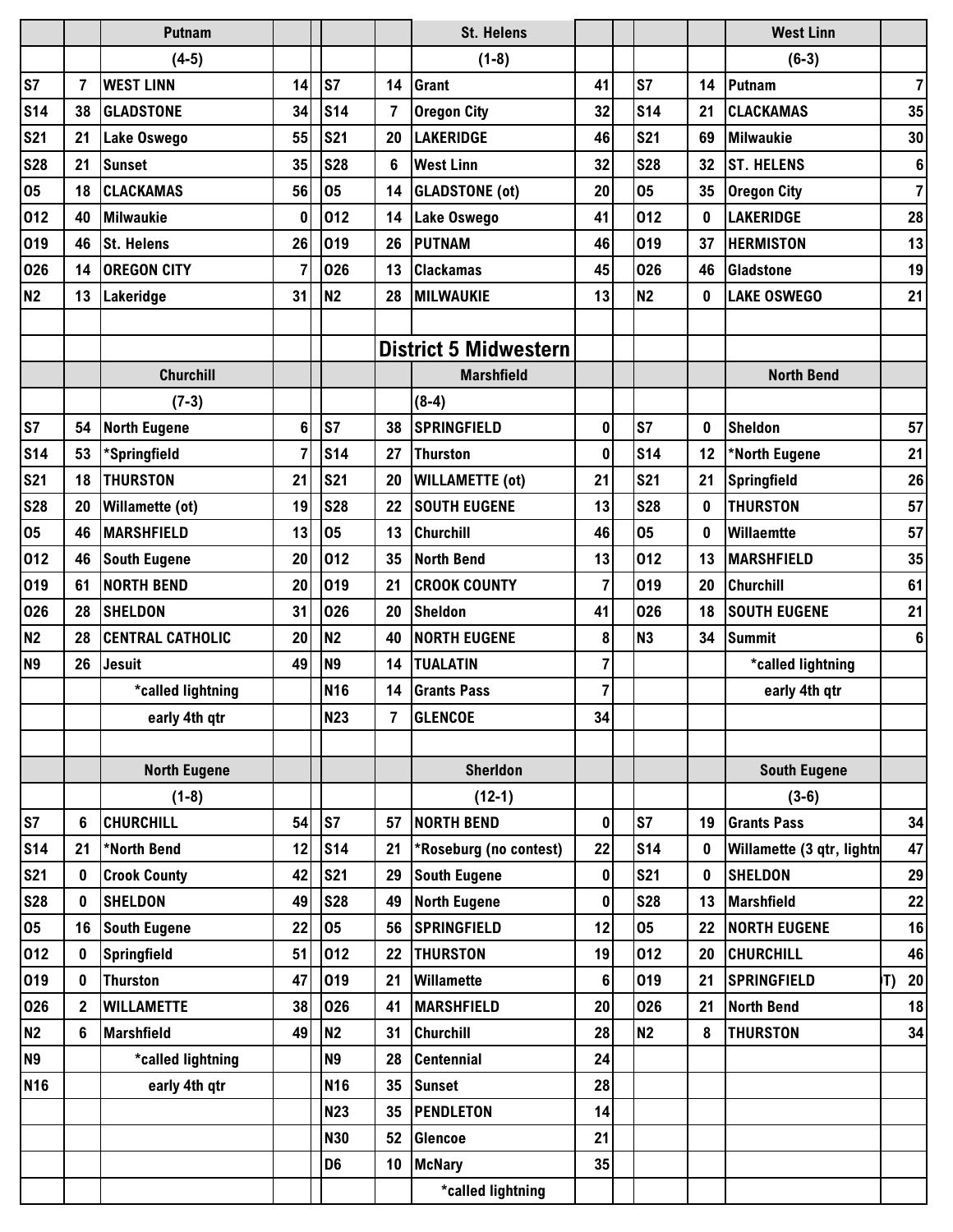| | | Putnam | | | | St. Helens | | | | West Linn | |
|---|---|---|---|---|---|---|---|---|---|---|---|
| | | (4-5) | | | | (1-8) | | | | (6-3) | |
| S7 | 7 | WEST LINN | 14 | S7 | 14 | Grant | 41 | S7 | 14 | Putnam | 7 |
| S14 | 38 | GLADSTONE | 34 | S14 | 7 | Oregon City | 32 | S14 | 21 | CLACKAMAS | 35 |
| S21 | 21 | Lake Oswego | 55 | S21 | 20 | LAKERIDGE | 46 | S21 | 69 | Milwaukie | 30 |
| S28 | 21 | Sunset | 35 | S28 | 6 | West Linn | 32 | S28 | 32 | ST. HELENS | 6 |
| O5 | 18 | CLACKAMAS | 56 | O5 | 14 | GLADSTONE (ot) | 20 | O5 | 35 | Oregon City | 7 |
| O12 | 40 | Milwaukie | 0 | O12 | 14 | Lake Oswego | 41 | O12 | 0 | LAKERIDGE | 28 |
| O19 | 46 | St. Helens | 26 | O19 | 26 | PUTNAM | 46 | O19 | 37 | HERMISTON | 13 |
| O26 | 14 | OREGON CITY | 7 | O26 | 13 | Clackamas | 45 | O26 | 46 | Gladstone | 19 |
| N2 | 13 | Lakeridge | 31 | N2 | 28 | MILWAUKIE | 13 | N2 | 0 | LAKE OSWEGO | 21 |

## District 5 Midwestern

| | | Churchill | | | | Marshfield | | | | North Bend | |
|---|---|---|---|---|---|---|---|---|---|---|---|
| | | (7-3) | | | | (8-4) | | | | | |
| S7 | 54 | North Eugene | 6 | S7 | 38 | SPRINGFIELD | 0 | S7 | 0 | Sheldon | 57 |
| S14 | 53 | *Springfield | 7 | S14 | 27 | Thurston | 0 | S14 | 12 | *North Eugene | 21 |
| S21 | 18 | THURSTON | 21 | S21 | 20 | WILLAMETTE (ot) | 21 | S21 | 21 | Springfield | 26 |
| S28 | 20 | Willamette (ot) | 19 | S28 | 22 | SOUTH EUGENE | 13 | S28 | 0 | THURSTON | 57 |
| O5 | 46 | MARSHFIELD | 13 | O5 | 13 | Churchill | 46 | O5 | 0 | Willaemtte | 57 |
| O12 | 46 | South Eugene | 20 | O12 | 35 | North Bend | 13 | O12 | 13 | MARSHFIELD | 35 |
| O19 | 61 | NORTH BEND | 20 | O19 | 21 | CROOK COUNTY | 7 | O19 | 20 | Churchill | 61 |
| O26 | 28 | SHELDON | 31 | O26 | 20 | Sheldon | 41 | O26 | 18 | SOUTH EUGENE | 21 |
| N2 | 28 | CENTRAL CATHOLIC | 20 | N2 | 40 | NORTH EUGENE | 8 | N3 | 34 | Summit | 6 |
| N9 | 26 | Jesuit | 49 | N9 | 14 | TUALATIN | 7 | | | *called lightning | |
| | | *called lightning | | N16 | 14 | Grants Pass | 7 | | | early 4th qtr | |
| | | early 4th qtr | | N23 | 7 | GLENCOE | 34 | | | | |

| | | North Eugene | | | | Sherldon | | | | South Eugene | |
|---|---|---|---|---|---|---|---|---|---|---|---|
| | | (1-8) | | | | (12-1) | | | | (3-6) | |
| S7 | 6 | CHURCHILL | 54 | S7 | 57 | NORTH BEND | 0 | S7 | 19 | Grants Pass | 34 |
| S14 | 21 | *North Bend | 12 | S14 | 21 | *Roseburg (no contest) | 22 | S14 | 0 | Willamette (3 qtr, lightn | 47 |
| S21 | 0 | Crook County | 42 | S21 | 29 | South Eugene | 0 | S21 | 0 | SHELDON | 29 |
| S28 | 0 | SHELDON | 49 | S28 | 49 | North Eugene | 0 | S28 | 13 | Marshfield | 22 |
| O5 | 16 | South Eugene | 22 | O5 | 56 | SPRINGFIELD | 12 | O5 | 22 | NORTH EUGENE | 16 |
| O12 | 0 | Springfield | 51 | O12 | 22 | THURSTON | 19 | O12 | 20 | CHURCHILL | 46 |
| O19 | 0 | Thurston | 47 | O19 | 21 | Willamette | 6 | O19 | 21 | SPRINGFIELD (OT) | 20 |
| O26 | 2 | WILLAMETTE | 38 | O26 | 41 | MARSHFIELD | 20 | O26 | 21 | North Bend | 18 |
| N2 | 6 | Marshfield | 49 | N2 | 31 | Churchill | 28 | N2 | 8 | THURSTON | 34 |
| N9 | | *called lightning | | N9 | 28 | Centennial | 24 | | | | |
| N16 | | early 4th qtr | | N16 | 35 | Sunset | 28 | | | | |
| | | | | N23 | 35 | PENDLETON | 14 | | | | |
| | | | | N30 | 52 | Glencoe | 21 | | | | |
| | | | | D6 | 10 | McNary | 35 | | | | |
| | | | | | | *called lightning | | | | | |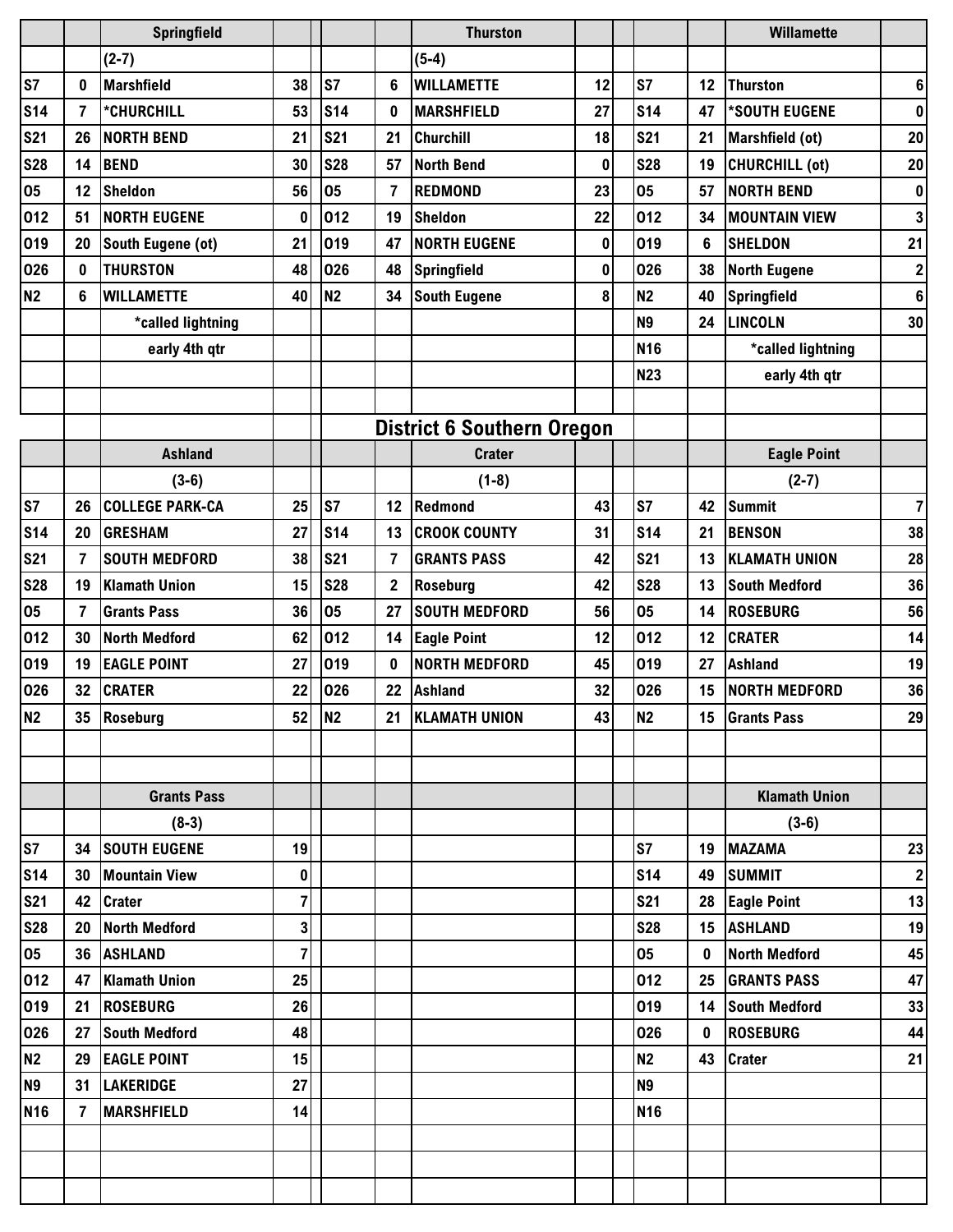| | | Springfield | | | | Thurston | | | | Willamette | |
|---|---|---|---|---|---|---|---|---|---|---|---|
| | | (2-7) | | | | (5-4) | | | | | |
| S7 | 0 | Marshfield | 38 | S7 | 6 | WILLAMETTE | 12 | S7 | 12 | Thurston | 6 |
| S14 | 7 | *CHURCHILL | 53 | S14 | 0 | MARSHFIELD | 27 | S14 | 47 | *SOUTH EUGENE | 0 |
| S21 | 26 | NORTH BEND | 21 | S21 | 21 | Churchill | 18 | S21 | 21 | Marshfield (ot) | 20 |
| S28 | 14 | BEND | 30 | S28 | 57 | North Bend | 0 | S28 | 19 | CHURCHILL (ot) | 20 |
| O5 | 12 | Sheldon | 56 | O5 | 7 | REDMOND | 23 | O5 | 57 | NORTH BEND | 0 |
| O12 | 51 | NORTH EUGENE | 0 | O12 | 19 | Sheldon | 22 | O12 | 34 | MOUNTAIN VIEW | 3 |
| O19 | 20 | South Eugene (ot) | 21 | O19 | 47 | NORTH EUGENE | 0 | O19 | 6 | SHELDON | 21 |
| O26 | 0 | THURSTON | 48 | O26 | 48 | Springfield | 0 | O26 | 38 | North Eugene | 2 |
| N2 | 6 | WILLAMETTE | 40 | N2 | 34 | South Eugene | 8 | N2 | 40 | Springfield | 6 |
| | | *called lightning | | | | | | N9 | 24 | LINCOLN | 30 |
| | | early 4th qtr | | | | | | N16 | | *called lightning | |
| | | | | | | | | N23 | | early 4th qtr | |

## District 6 Southern Oregon

| | | Ashland | | | | Crater | | | | Eagle Point | |
|---|---|---|---|---|---|---|---|---|---|---|---|
| | | (3-6) | | | | (1-8) | | | | (2-7) | |
| S7 | 26 | COLLEGE PARK-CA | 25 | S7 | 12 | Redmond | 43 | S7 | 42 | Summit | 7 |
| S14 | 20 | GRESHAM | 27 | S14 | 13 | CROOK COUNTY | 31 | S14 | 21 | BENSON | 38 |
| S21 | 7 | SOUTH MEDFORD | 38 | S21 | 7 | GRANTS PASS | 42 | S21 | 13 | KLAMATH UNION | 28 |
| S28 | 19 | Klamath Union | 15 | S28 | 2 | Roseburg | 42 | S28 | 13 | South Medford | 36 |
| O5 | 7 | Grants Pass | 36 | O5 | 27 | SOUTH MEDFORD | 56 | O5 | 14 | ROSEBURG | 56 |
| O12 | 30 | North Medford | 62 | O12 | 14 | Eagle Point | 12 | O12 | 12 | CRATER | 14 |
| O19 | 19 | EAGLE POINT | 27 | O19 | 0 | NORTH MEDFORD | 45 | O19 | 27 | Ashland | 19 |
| O26 | 32 | CRATER | 22 | O26 | 22 | Ashland | 32 | O26 | 15 | NORTH MEDFORD | 36 |
| N2 | 35 | Roseburg | 52 | N2 | 21 | KLAMATH UNION | 43 | N2 | 15 | Grants Pass | 29 |

| | | Grants Pass | | | | Klamath Union | |
|---|---|---|---|---|---|---|---|
| | | (8-3) | | | | (3-6) | |
| S7 | 34 | SOUTH EUGENE | 19 | S7 | 19 | MAZAMA | 23 |
| S14 | 30 | Mountain View | 0 | S14 | 49 | SUMMIT | 2 |
| S21 | 42 | Crater | 7 | S21 | 28 | Eagle Point | 13 |
| S28 | 20 | North Medford | 3 | S28 | 15 | ASHLAND | 19 |
| O5 | 36 | ASHLAND | 7 | O5 | 0 | North Medford | 45 |
| O12 | 47 | Klamath Union | 25 | O12 | 25 | GRANTS PASS | 47 |
| O19 | 21 | ROSEBURG | 26 | O19 | 14 | South Medford | 33 |
| O26 | 27 | South Medford | 48 | O26 | 0 | ROSEBURG | 44 |
| N2 | 29 | EAGLE POINT | 15 | N2 | 43 | Crater | 21 |
| N9 | 31 | LAKERIDGE | 27 | N9 | | | |
| N16 | 7 | MARSHFIELD | 14 | N16 | | | |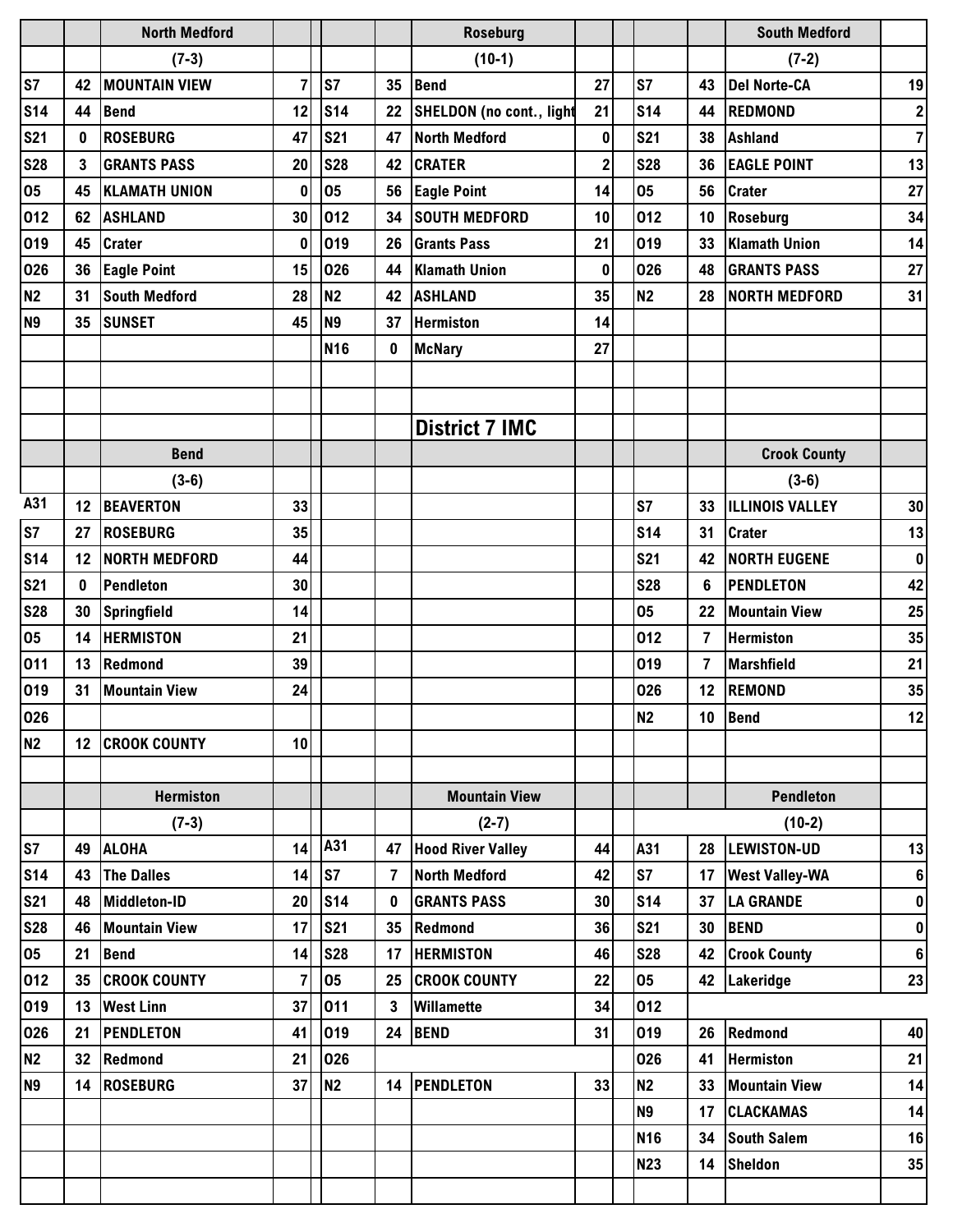## District 7 IMC

### North Medford (7-3)

| Date | Score | Opponent | Opp |
|---|---|---|---|
| S7 | 42 | MOUNTAIN VIEW | 7 |
| S14 | 44 | Bend | 12 |
| S21 | 0 | ROSEBURG | 47 |
| S28 | 3 | GRANTS PASS | 20 |
| O5 | 45 | KLAMATH UNION | 0 |
| O12 | 62 | ASHLAND | 30 |
| O19 | 45 | Crater | 0 |
| O26 | 36 | Eagle Point | 15 |
| N2 | 31 | South Medford | 28 |
| N9 | 35 | SUNSET | 45 |

### Roseburg (10-1)

| Date | Score | Opponent | Opp |
|---|---|---|---|
| S7 | 35 | Bend | 27 |
| S14 | 22 | SHELDON (no cont., light | 21 |
| S21 | 47 | North Medford | 0 |
| S28 | 42 | CRATER | 2 |
| O5 | 56 | Eagle Point | 14 |
| O12 | 34 | SOUTH MEDFORD | 10 |
| O19 | 26 | Grants Pass | 21 |
| O26 | 44 | Klamath Union | 0 |
| N2 | 42 | ASHLAND | 35 |
| N9 | 37 | Hermiston | 14 |
| N16 | 0 | McNary | 27 |

### South Medford (7-2)

| Date | Score | Opponent | Opp |
|---|---|---|---|
| S7 | 43 | Del Norte-CA | 19 |
| S14 | 44 | REDMOND | 2 |
| S21 | 38 | Ashland | 7 |
| S28 | 36 | EAGLE POINT | 13 |
| O5 | 56 | Crater | 27 |
| O12 | 10 | Roseburg | 34 |
| O19 | 33 | Klamath Union | 14 |
| O26 | 48 | GRANTS PASS | 27 |
| N2 | 28 | NORTH MEDFORD | 31 |

### Bend (3-6)

| Date | Score | Opponent | Opp |
|---|---|---|---|
| A31 | 12 | BEAVERTON | 33 |
| S7 | 27 | ROSEBURG | 35 |
| S14 | 12 | NORTH MEDFORD | 44 |
| S21 | 0 | Pendleton | 30 |
| S28 | 30 | Springfield | 14 |
| O5 | 14 | HERMISTON | 21 |
| O11 | 13 | Redmond | 39 |
| O19 | 31 | Mountain View | 24 |
| O26 | | | |
| N2 | 12 | CROOK COUNTY | 10 |

### Crook County (3-6)

| Date | Score | Opponent | Opp |
|---|---|---|---|
| S7 | 33 | ILLINOIS VALLEY | 30 |
| S14 | 31 | Crater | 13 |
| S21 | 42 | NORTH EUGENE | 0 |
| S28 | 6 | PENDLETON | 42 |
| O5 | 22 | Mountain View | 25 |
| O12 | 7 | Hermiston | 35 |
| O19 | 7 | Marshfield | 21 |
| O26 | 12 | REMOND | 35 |
| N2 | 10 | Bend | 12 |

### Hermiston (7-3)

| Date | Score | Opponent | Opp |
|---|---|---|---|
| S7 | 49 | ALOHA | 14 |
| S14 | 43 | The Dalles | 14 |
| S21 | 48 | Middleton-ID | 20 |
| S28 | 46 | Mountain View | 17 |
| O5 | 21 | Bend | 14 |
| O12 | 35 | CROOK COUNTY | 7 |
| O19 | 13 | West Linn | 37 |
| O26 | 21 | PENDLETON | 41 |
| N2 | 32 | Redmond | 21 |
| N9 | 14 | ROSEBURG | 37 |

### Mountain View (2-7)

| Date | Score | Opponent | Opp |
|---|---|---|---|
| A31 | 47 | Hood River Valley | 44 |
| S7 | 7 | North Medford | 42 |
| S14 | 0 | GRANTS PASS | 30 |
| S21 | 35 | Redmond | 36 |
| S28 | 17 | HERMISTON | 46 |
| O5 | 25 | CROOK COUNTY | 22 |
| O11 | 3 | Willamette | 34 |
| O19 | 24 | BEND | 31 |
| O26 | | | |
| N2 | 14 | PENDLETON | 33 |

### Pendleton (10-2)

| Date | Score | Opponent | Opp |
|---|---|---|---|
| A31 | 28 | LEWISTON-UD | 13 |
| S7 | 17 | West Valley-WA | 6 |
| S14 | 37 | LA GRANDE | 0 |
| S21 | 30 | BEND | 0 |
| S28 | 42 | Crook County | 6 |
| O5 | 42 | Lakeridge | 23 |
| O12 | | | |
| O19 | 26 | Redmond | 40 |
| O26 | 41 | Hermiston | 21 |
| N2 | 33 | Mountain View | 14 |
| N9 | 17 | CLACKAMAS | 14 |
| N16 | 34 | South Salem | 16 |
| N23 | 14 | Sheldon | 35 |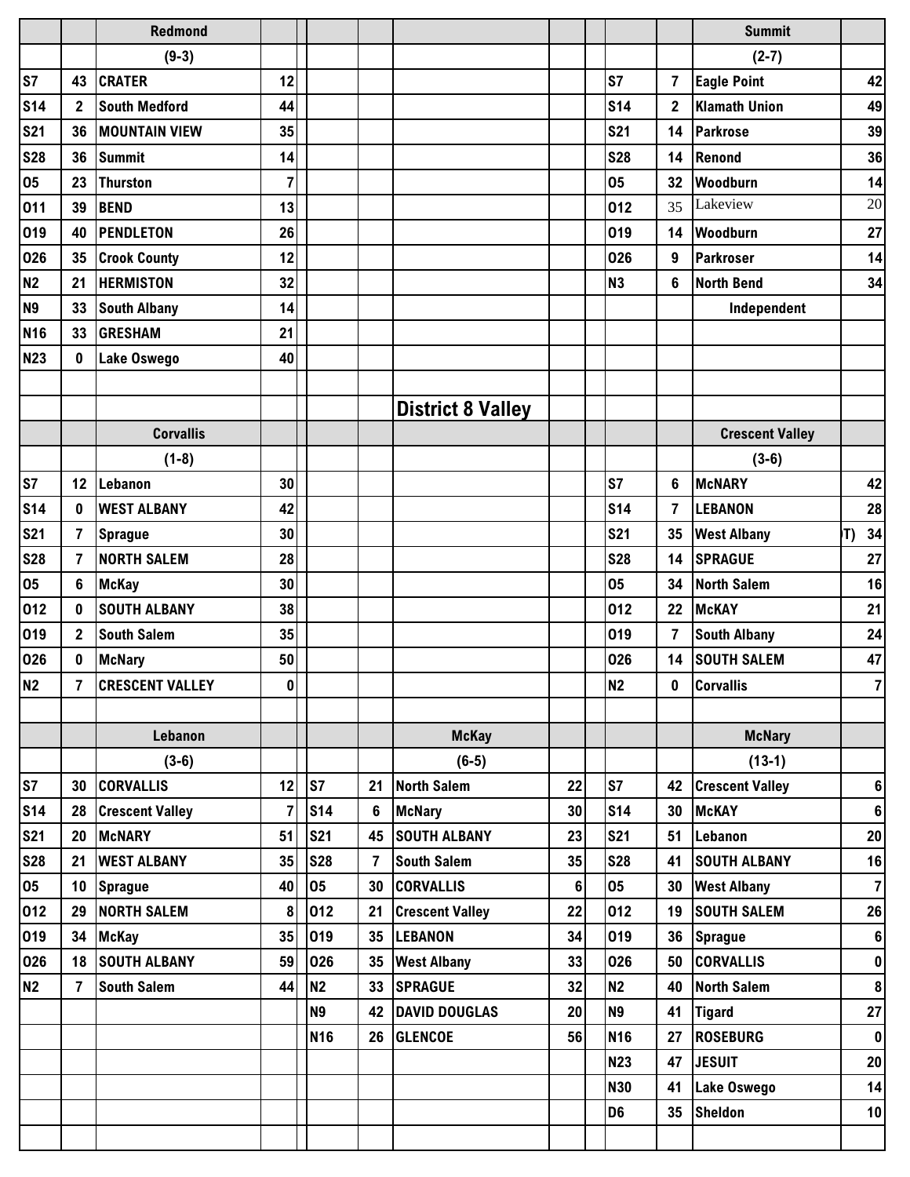| | | Redmond | | | | | | | | | Summit | |
|---|---|---|---|---|---|---|---|---|---|---|---|---|
| | | (9-3) | | | | | | | | | (2-7) | |
| S7 | 43 | CRATER | 12 | | | | | | | 7 | Eagle Point | 42 |
| S14 | 2 | South Medford | 44 | | | | | | S14 | 2 | Klamath Union | 49 |
| S21 | 36 | MOUNTAIN VIEW | 35 | | | | | | S21 | 14 | Parkrose | 39 |
| S28 | 36 | Summit | 14 | | | | | | S28 | 14 | Renond | 36 |
| O5 | 23 | Thurston | 7 | | | | | | O5 | 32 | Woodburn | 14 |
| O11 | 39 | BEND | 13 | | | | | | O12 | 35 | Lakeview | 20 |
| O19 | 40 | PENDLETON | 26 | | | | | | O19 | 14 | Woodburn | 27 |
| O26 | 35 | Crook County | 12 | | | | | | O26 | 9 | Parkroser | 14 |
| N2 | 21 | HERMISTON | 32 | | | | | | N3 | 6 | North Bend | 34 |
| N9 | 33 | South Albany | 14 | | | | | | | | Independent | |
| N16 | 33 | GRESHAM | 21 | | | | | | | | | |
| N23 | 0 | Lake Oswego | 40 | | | | | | | | | |

## District 8 Valley

| | | Corvallis | | | | | | | | | Crescent Valley | |
|---|---|---|---|---|---|---|---|---|---|---|---|---|
| | | (1-8) | | | | | | | | | (3-6) | |
| S7 | 12 | Lebanon | 30 | | | | | | S7 | 6 | McNARY | 42 |
| S14 | 0 | WEST ALBANY | 42 | | | | | | S14 | 7 | LEBANON | 28 |
| S21 | 7 | Sprague | 30 | | | | | | S21 | 35 | West Albany (OT) | 34 |
| S28 | 7 | NORTH SALEM | 28 | | | | | | S28 | 14 | SPRAGUE | 27 |
| O5 | 6 | McKay | 30 | | | | | | O5 | 34 | North Salem | 16 |
| O12 | 0 | SOUTH ALBANY | 38 | | | | | | O12 | 22 | McKAY | 21 |
| O19 | 2 | South Salem | 35 | | | | | | O19 | 7 | South Albany | 24 |
| O26 | 0 | McNary | 50 | | | | | | O26 | 14 | SOUTH SALEM | 47 |
| N2 | 7 | CRESCENT VALLEY | 0 | | | | | | N2 | 0 | Corvallis | 7 |

| | | Lebanon | | | | McKay | | | | | McNary | |
|---|---|---|---|---|---|---|---|---|---|---|---|---|
| | | (3-6) | | | | (6-5) | | | | | (13-1) | |
| S7 | 30 | CORVALLIS | 12 | S7 | 21 | North Salem | 22 | | S7 | 42 | Crescent Valley | 6 |
| S14 | 28 | Crescent Valley | 7 | S14 | 6 | McNary | 30 | | S14 | 30 | McKAY | 6 |
| S21 | 20 | McNARY | 51 | S21 | 45 | SOUTH ALBANY | 23 | | S21 | 51 | Lebanon | 20 |
| S28 | 21 | WEST ALBANY | 35 | S28 | 7 | South Salem | 35 | | S28 | 41 | SOUTH ALBANY | 16 |
| O5 | 10 | Sprague | 40 | O5 | 30 | CORVALLIS | 6 | | O5 | 30 | West Albany | 7 |
| O12 | 29 | NORTH SALEM | 8 | O12 | 21 | Crescent Valley | 22 | | O12 | 19 | SOUTH SALEM | 26 |
| O19 | 34 | McKay | 35 | O19 | 35 | LEBANON | 34 | | O19 | 36 | Sprague | 6 |
| O26 | 18 | SOUTH ALBANY | 59 | O26 | 35 | West Albany | 33 | | O26 | 50 | CORVALLIS | 0 |
| N2 | 7 | South Salem | 44 | N2 | 33 | SPRAGUE | 32 | | N2 | 40 | North Salem | 8 |
| | | | | N9 | 42 | DAVID DOUGLAS | 20 | | N9 | 41 | Tigard | 27 |
| | | | | N16 | 26 | GLENCOE | 56 | | N16 | 27 | ROSEBURG | 0 |
| | | | | | | | | | N23 | 47 | JESUIT | 20 |
| | | | | | | | | | N30 | 41 | Lake Oswego | 14 |
| | | | | | | | | | D6 | 35 | Sheldon | 10 |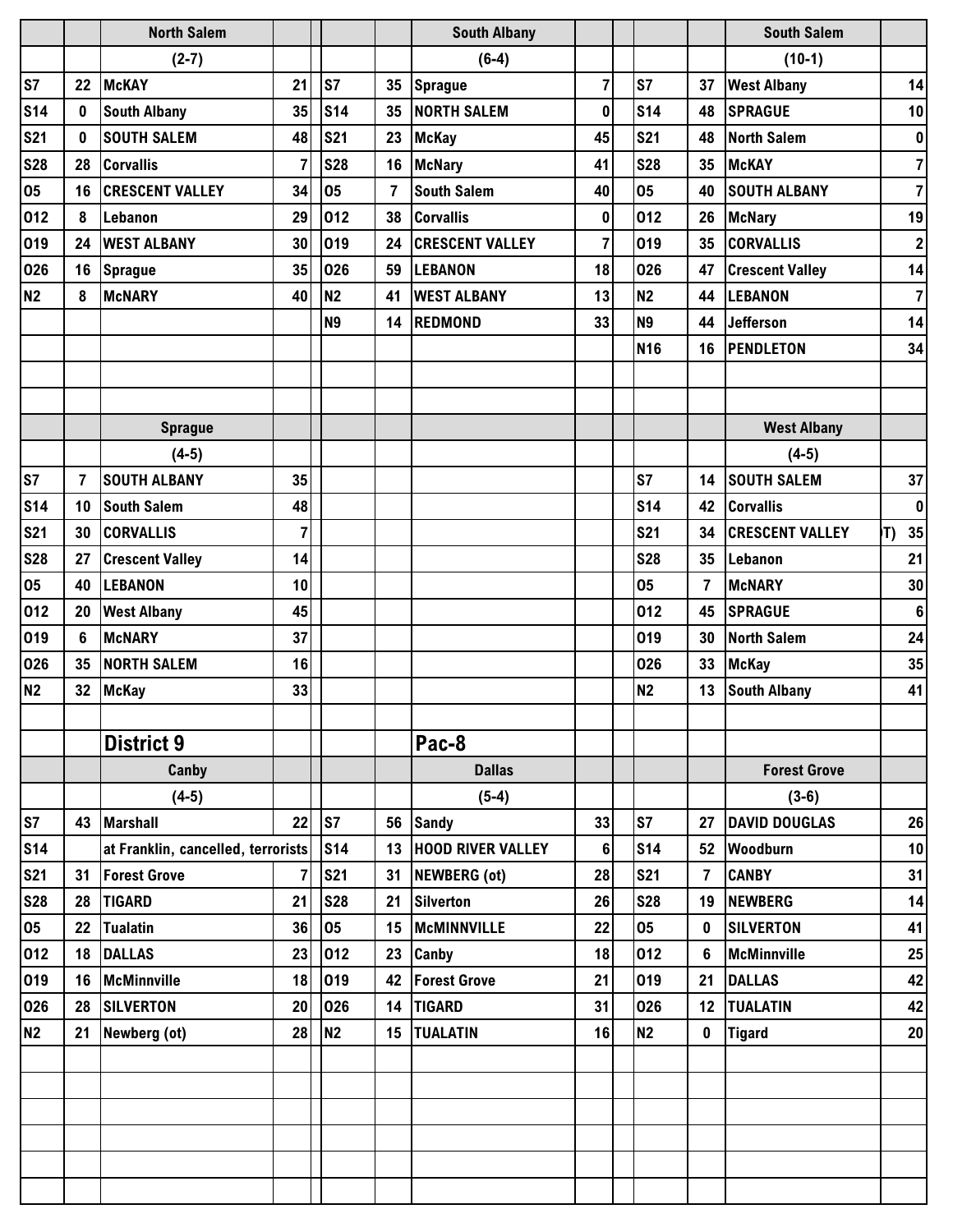| | | North Salem | | | | South Albany | | | | South Salem | |
|---|---|---|---|---|---|---|---|---|---|---|---|
| | | (2-7) | | | | (6-4) | | | | (10-1) | |
| S7 | 22 | McKAY | 21 | S7 | 35 | Sprague | 7 | S7 | 37 | West Albany | 14 |
| S14 | 0 | South Albany | 35 | S14 | 35 | NORTH SALEM | 0 | S14 | 48 | SPRAGUE | 10 |
| S21 | 0 | SOUTH SALEM | 48 | S21 | 23 | McKay | 45 | S21 | 48 | North Salem | 0 |
| S28 | 28 | Corvallis | 7 | S28 | 16 | McNary | 41 | S28 | 35 | McKAY | 7 |
| O5 | 16 | CRESCENT VALLEY | 34 | O5 | 7 | South Salem | 40 | O5 | 40 | SOUTH ALBANY | 7 |
| O12 | 8 | Lebanon | 29 | O12 | 38 | Corvallis | 0 | O12 | 26 | McNary | 19 |
| O19 | 24 | WEST ALBANY | 30 | O19 | 24 | CRESCENT VALLEY | 7 | O19 | 35 | CORVALLIS | 2 |
| O26 | 16 | Sprague | 35 | O26 | 59 | LEBANON | 18 | O26 | 47 | Crescent Valley | 14 |
| N2 | 8 | McNARY | 40 | N2 | 41 | WEST ALBANY | 13 | N2 | 44 | LEBANON | 7 |
| | | | | N9 | 14 | REDMOND | 33 | N9 | 44 | Jefferson | 14 |
| | | | | | | | | N16 | 16 | PENDLETON | 34 |

| | | Sprague | | | | West Albany | |
|---|---|---|---|---|---|---|---|
| | | (4-5) | | | | (4-5) | |
| S7 | 7 | SOUTH ALBANY | 35 | S7 | 14 | SOUTH SALEM | 37 |
| S14 | 10 | South Salem | 48 | S14 | 42 | Corvallis | 0 |
| S21 | 30 | CORVALLIS | 7 | S21 | 34 | CRESCENT VALLEY (OT) | 35 |
| S28 | 27 | Crescent Valley | 14 | S28 | 35 | Lebanon | 21 |
| O5 | 40 | LEBANON | 10 | O5 | 7 | McNARY | 30 |
| O12 | 20 | West Albany | 45 | O12 | 45 | SPRAGUE | 6 |
| O19 | 6 | McNARY | 37 | O19 | 30 | North Salem | 24 |
| O26 | 35 | NORTH SALEM | 16 | O26 | 33 | McKay | 35 |
| N2 | 32 | McKay | 33 | N2 | 13 | South Albany | 41 |

## District 9 Pac-8

| | | Canby | | | | Dallas | | | | Forest Grove | |
|---|---|---|---|---|---|---|---|---|---|---|---|
| | | (4-5) | | | | (5-4) | | | | (3-6) | |
| S7 | 43 | Marshall | 22 | S7 | 56 | Sandy | 33 | S7 | 27 | DAVID DOUGLAS | 26 |
| S14 | | at Franklin, cancelled, terrorists | | S14 | 13 | HOOD RIVER VALLEY | 6 | S14 | 52 | Woodburn | 10 |
| S21 | 31 | Forest Grove | 7 | S21 | 31 | NEWBERG (ot) | 28 | S21 | 7 | CANBY | 31 |
| S28 | 28 | TIGARD | 21 | S28 | 21 | Silverton | 26 | S28 | 19 | NEWBERG | 14 |
| O5 | 22 | Tualatin | 36 | O5 | 15 | McMINNVILLE | 22 | O5 | 0 | SILVERTON | 41 |
| O12 | 18 | DALLAS | 23 | O12 | 23 | Canby | 18 | O12 | 6 | McMinnville | 25 |
| O19 | 16 | McMinnville | 18 | O19 | 42 | Forest Grove | 21 | O19 | 21 | DALLAS | 42 |
| O26 | 28 | SILVERTON | 20 | O26 | 14 | TIGARD | 31 | O26 | 12 | TUALATIN | 42 |
| N2 | 21 | Newberg (ot) | 28 | N2 | 15 | TUALATIN | 16 | N2 | 0 | Tigard | 20 |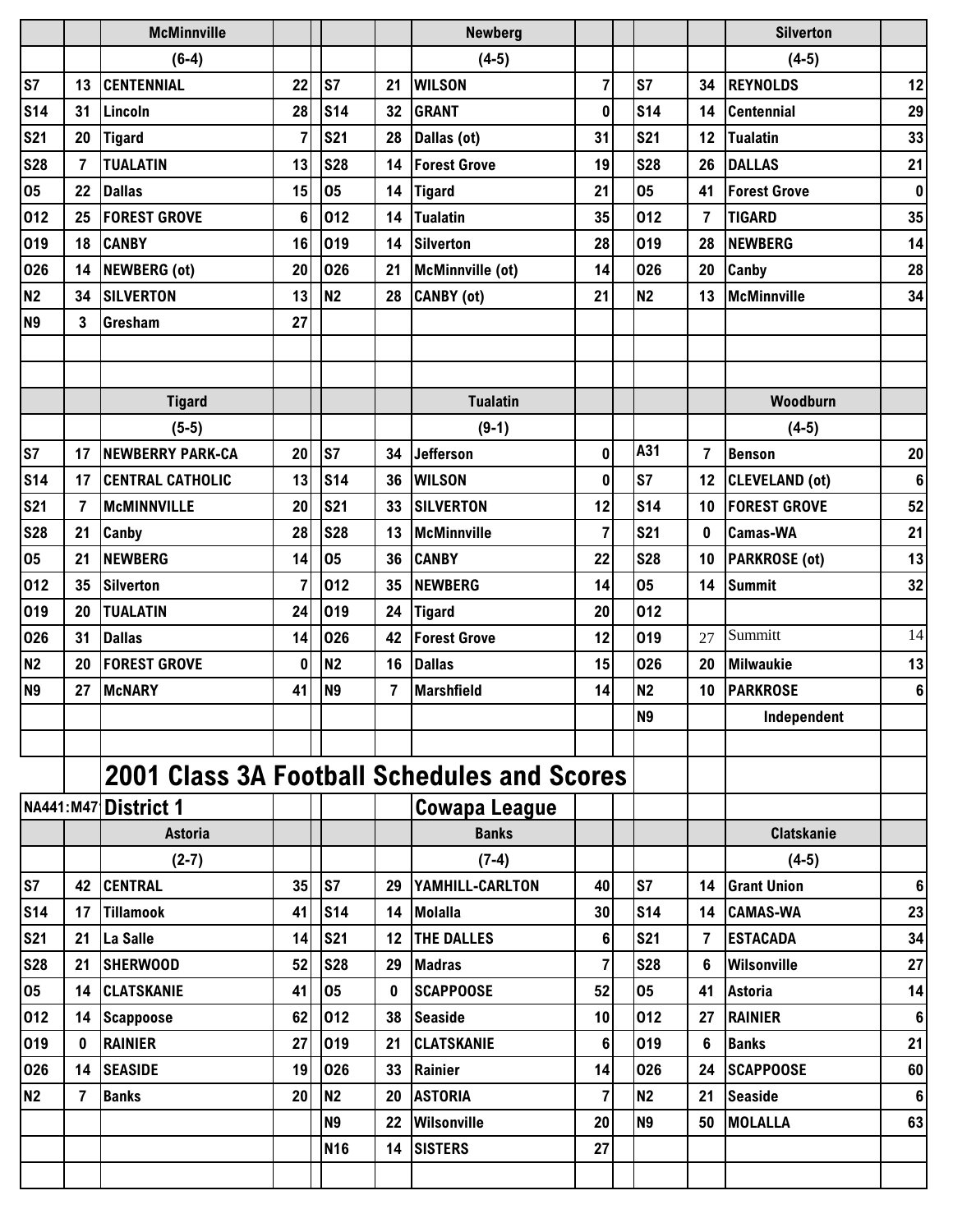| | | McMinnville | | | | | Newberg | | | | | Silverton | |
|---|---|---|---|---|---|---|---|---|---|---|---|---|---|
| | | (6-4) | | | | | (4-5) | | | | | (4-5) | |
| S7 | 13 | CENTENNIAL | 22 | | S7 | 21 | WILSON | 7 | | S7 | 34 | REYNOLDS | 12 |
| S14 | 31 | Lincoln | 28 | | S14 | 32 | GRANT | 0 | | S14 | 14 | Centennial | 29 |
| S21 | 20 | Tigard | 7 | | S21 | 28 | Dallas (ot) | 31 | | S21 | 12 | Tualatin | 33 |
| S28 | 7 | TUALATIN | 13 | | S28 | 14 | Forest Grove | 19 | | S28 | 26 | DALLAS | 21 |
| O5 | 22 | Dallas | 15 | | O5 | 14 | Tigard | 21 | | O5 | 41 | Forest Grove | 0 |
| O12 | 25 | FOREST GROVE | 6 | | O12 | 14 | Tualatin | 35 | | O12 | 7 | TIGARD | 35 |
| O19 | 18 | CANBY | 16 | | O19 | 14 | Silverton | 28 | | O19 | 28 | NEWBERG | 14 |
| O26 | 14 | NEWBERG (ot) | 20 | | O26 | 21 | McMinnville (ot) | 14 | | O26 | 20 | Canby | 28 |
| N2 | 34 | SILVERTON | 13 | | N2 | 28 | CANBY (ot) | 21 | | N2 | 13 | McMinnville | 34 |
| N9 | 3 | Gresham | 27 | | | | | | | | | | |

| | | Tigard | | | | | Tualatin | | | | | Woodburn | |
|---|---|---|---|---|---|---|---|---|---|---|---|---|---|
| | | (5-5) | | | | | (9-1) | | | | | (4-5) | |
| S7 | 17 | NEWBERRY PARK-CA | 20 | | S7 | 34 | Jefferson | 0 | | A31 | 7 | Benson | 20 |
| S14 | 17 | CENTRAL CATHOLIC | 13 | | S14 | 36 | WILSON | 0 | | S7 | 12 | CLEVELAND (ot) | 6 |
| S21 | 7 | McMINNVILLE | 20 | | S21 | 33 | SILVERTON | 12 | | S14 | 10 | FOREST GROVE | 52 |
| S28 | 21 | Canby | 28 | | S28 | 13 | McMinnville | 7 | | S21 | 0 | Camas-WA | 21 |
| O5 | 21 | NEWBERG | 14 | | O5 | 36 | CANBY | 22 | | S28 | 10 | PARKROSE (ot) | 13 |
| O12 | 35 | Silverton | 7 | | O12 | 35 | NEWBERG | 14 | | O5 | 14 | Summit | 32 |
| O19 | 20 | TUALATIN | 24 | | O19 | 24 | Tigard | 20 | | O12 | | | |
| O26 | 31 | Dallas | 14 | | O26 | 42 | Forest Grove | 12 | | O19 | 27 | Summitt | 14 |
| N2 | 20 | FOREST GROVE | 0 | | N2 | 16 | Dallas | 15 | | O26 | 20 | Milwaukie | 13 |
| N9 | 27 | McNARY | 41 | | N9 | 7 | Marshfield | 14 | | N2 | 10 | PARKROSE | 6 |
| | | | | | | | | | | N9 | | Independent | |

## 2001 Class 3A Football Schedules and Scores

NA441:M47 **District 1** — **Cowapa League**

| | | Astoria | | | | | Banks | | | | | Clatskanie | |
|---|---|---|---|---|---|---|---|---|---|---|---|---|---|
| | | (2-7) | | | | | (7-4) | | | | | (4-5) | |
| S7 | 42 | CENTRAL | 35 | | S7 | 29 | YAMHILL-CARLTON | 40 | | S7 | 14 | Grant Union | 6 |
| S14 | 17 | Tillamook | 41 | | S14 | 14 | Molalla | 30 | | S14 | 14 | CAMAS-WA | 23 |
| S21 | 21 | La Salle | 14 | | S21 | 12 | THE DALLES | 6 | | S21 | 7 | ESTACADA | 34 |
| S28 | 21 | SHERWOOD | 52 | | S28 | 29 | Madras | 7 | | S28 | 6 | Wilsonville | 27 |
| O5 | 14 | CLATSKANIE | 41 | | O5 | 0 | SCAPPOOSE | 52 | | O5 | 41 | Astoria | 14 |
| O12 | 14 | Scappoose | 62 | | O12 | 38 | Seaside | 10 | | O12 | 27 | RAINIER | 6 |
| O19 | 0 | RAINIER | 27 | | O19 | 21 | CLATSKANIE | 6 | | O19 | 6 | Banks | 21 |
| O26 | 14 | SEASIDE | 19 | | O26 | 33 | Rainier | 14 | | O26 | 24 | SCAPPOOSE | 60 |
| N2 | 7 | Banks | 20 | | N2 | 20 | ASTORIA | 7 | | N2 | 21 | Seaside | 6 |
| | | | | | N9 | 22 | Wilsonville | 20 | | N9 | 50 | MOLALLA | 63 |
| | | | | | N16 | 14 | SISTERS | 27 | | | | | |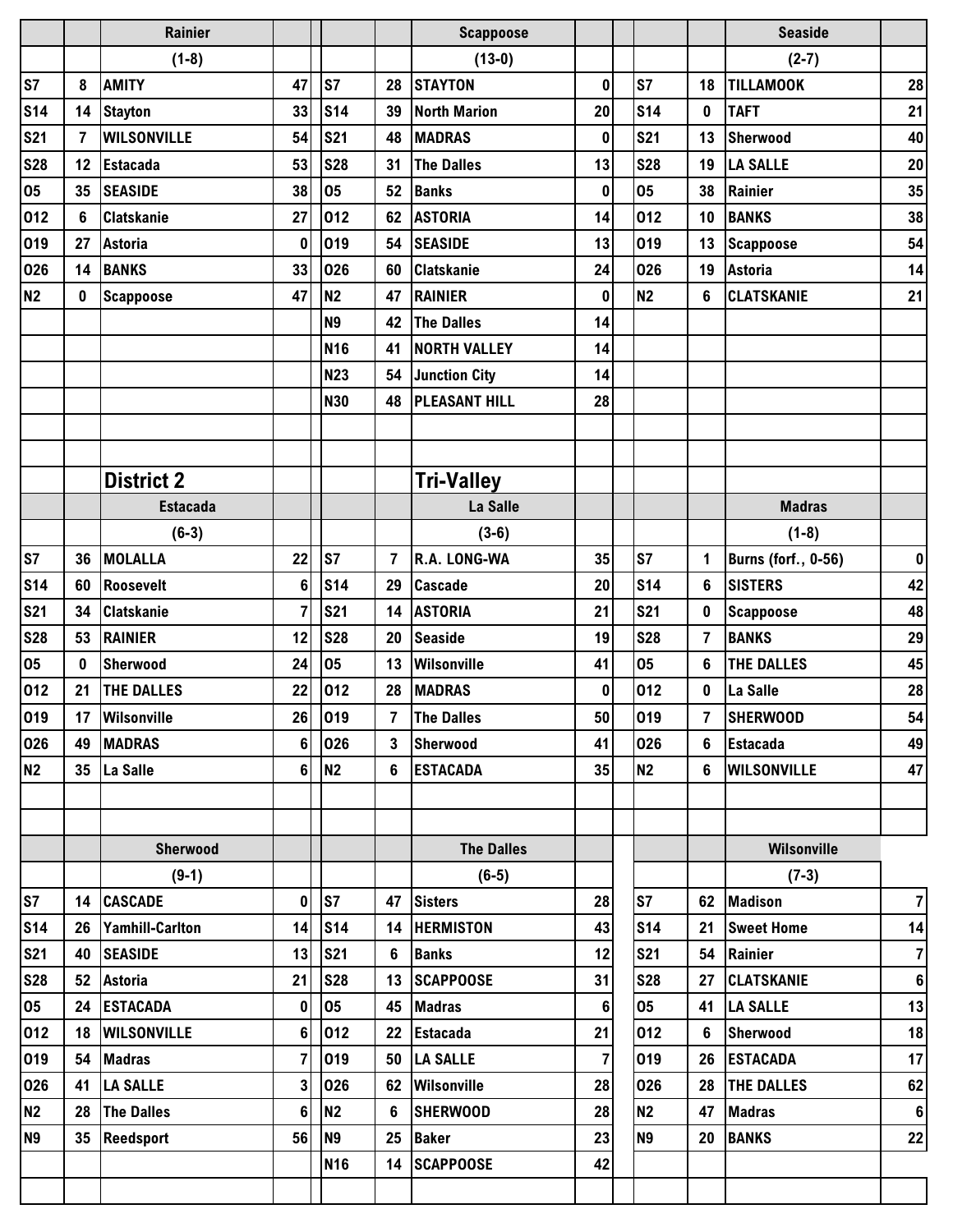| | | Rainier | | | | Scappoose | | | | Seaside | |
|---|---|---|---|---|---|---|---|---|---|---|---|
| | | (1-8) | | | | (13-0) | | | | (2-7) | |
| S7 | 8 | AMITY | 47 | S7 | 28 | STAYTON | 0 | S7 | 18 | TILLAMOOK | 28 |
| S14 | 14 | Stayton | 33 | S14 | 39 | North Marion | 20 | S14 | 0 | TAFT | 21 |
| S21 | 7 | WILSONVILLE | 54 | S21 | 48 | MADRAS | 0 | S21 | 13 | Sherwood | 40 |
| S28 | 12 | Estacada | 53 | S28 | 31 | The Dalles | 13 | S28 | 19 | LA SALLE | 20 |
| O5 | 35 | SEASIDE | 38 | O5 | 52 | Banks | 0 | O5 | 38 | Rainier | 35 |
| O12 | 6 | Clatskanie | 27 | O12 | 62 | ASTORIA | 14 | O12 | 10 | BANKS | 38 |
| O19 | 27 | Astoria | 0 | O19 | 54 | SEASIDE | 13 | O19 | 13 | Scappoose | 54 |
| O26 | 14 | BANKS | 33 | O26 | 60 | Clatskanie | 24 | O26 | 19 | Astoria | 14 |
| N2 | 0 | Scappoose | 47 | N2 | 47 | RAINIER | 0 | N2 | 6 | CLATSKANIE | 21 |
| | | | | N9 | 42 | The Dalles | 14 | | | | |
| | | | | N16 | 41 | NORTH VALLEY | 14 | | | | |
| | | | | N23 | 54 | Junction City | 14 | | | | |
| | | | | N30 | 48 | PLEASANT HILL | 28 | | | | |

## District 2

## Tri-Valley

| | | Estacada | | | | La Salle | | | | Madras | |
|---|---|---|---|---|---|---|---|---|---|---|---|
| | | (6-3) | | | | (3-6) | | | | (1-8) | |
| S7 | 36 | MOLALLA | 22 | S7 | 7 | R.A. LONG-WA | 35 | S7 | 1 | Burns (forf., 0-56) | 0 |
| S14 | 60 | Roosevelt | 6 | S14 | 29 | Cascade | 20 | S14 | 6 | SISTERS | 42 |
| S21 | 34 | Clatskanie | 7 | S21 | 14 | ASTORIA | 21 | S21 | 0 | Scappoose | 48 |
| S28 | 53 | RAINIER | 12 | S28 | 20 | Seaside | 19 | S28 | 7 | BANKS | 29 |
| O5 | 0 | Sherwood | 24 | O5 | 13 | Wilsonville | 41 | O5 | 6 | THE DALLES | 45 |
| O12 | 21 | THE DALLES | 22 | O12 | 28 | MADRAS | 0 | O12 | 0 | La Salle | 28 |
| O19 | 17 | Wilsonville | 26 | O19 | 7 | The Dalles | 50 | O19 | 7 | SHERWOOD | 54 |
| O26 | 49 | MADRAS | 6 | O26 | 3 | Sherwood | 41 | O26 | 6 | Estacada | 49 |
| N2 | 35 | La Salle | 6 | N2 | 6 | ESTACADA | 35 | N2 | 6 | WILSONVILLE | 47 |

| | | Sherwood | | | | The Dalles | | | | Wilsonville | |
|---|---|---|---|---|---|---|---|---|---|---|---|
| | | (9-1) | | | | (6-5) | | | | (7-3) | |
| S7 | 14 | CASCADE | 0 | S7 | 47 | Sisters | 28 | S7 | 62 | Madison | 7 |
| S14 | 26 | Yamhill-Carlton | 14 | S14 | 14 | HERMISTON | 43 | S14 | 21 | Sweet Home | 14 |
| S21 | 40 | SEASIDE | 13 | S21 | 6 | Banks | 12 | S21 | 54 | Rainier | 7 |
| S28 | 52 | Astoria | 21 | S28 | 13 | SCAPPOOSE | 31 | S28 | 27 | CLATSKANIE | 6 |
| O5 | 24 | ESTACADA | 0 | O5 | 45 | Madras | 6 | O5 | 41 | LA SALLE | 13 |
| O12 | 18 | WILSONVILLE | 6 | O12 | 22 | Estacada | 21 | O12 | 6 | Sherwood | 18 |
| O19 | 54 | Madras | 7 | O19 | 50 | LA SALLE | 7 | O19 | 26 | ESTACADA | 17 |
| O26 | 41 | LA SALLE | 3 | O26 | 62 | Wilsonville | 28 | O26 | 28 | THE DALLES | 62 |
| N2 | 28 | The Dalles | 6 | N2 | 6 | SHERWOOD | 28 | N2 | 47 | Madras | 6 |
| N9 | 35 | Reedsport | 56 | N9 | 25 | Baker | 23 | N9 | 20 | BANKS | 22 |
| | | | | N16 | 14 | SCAPPOOSE | 42 | | | | |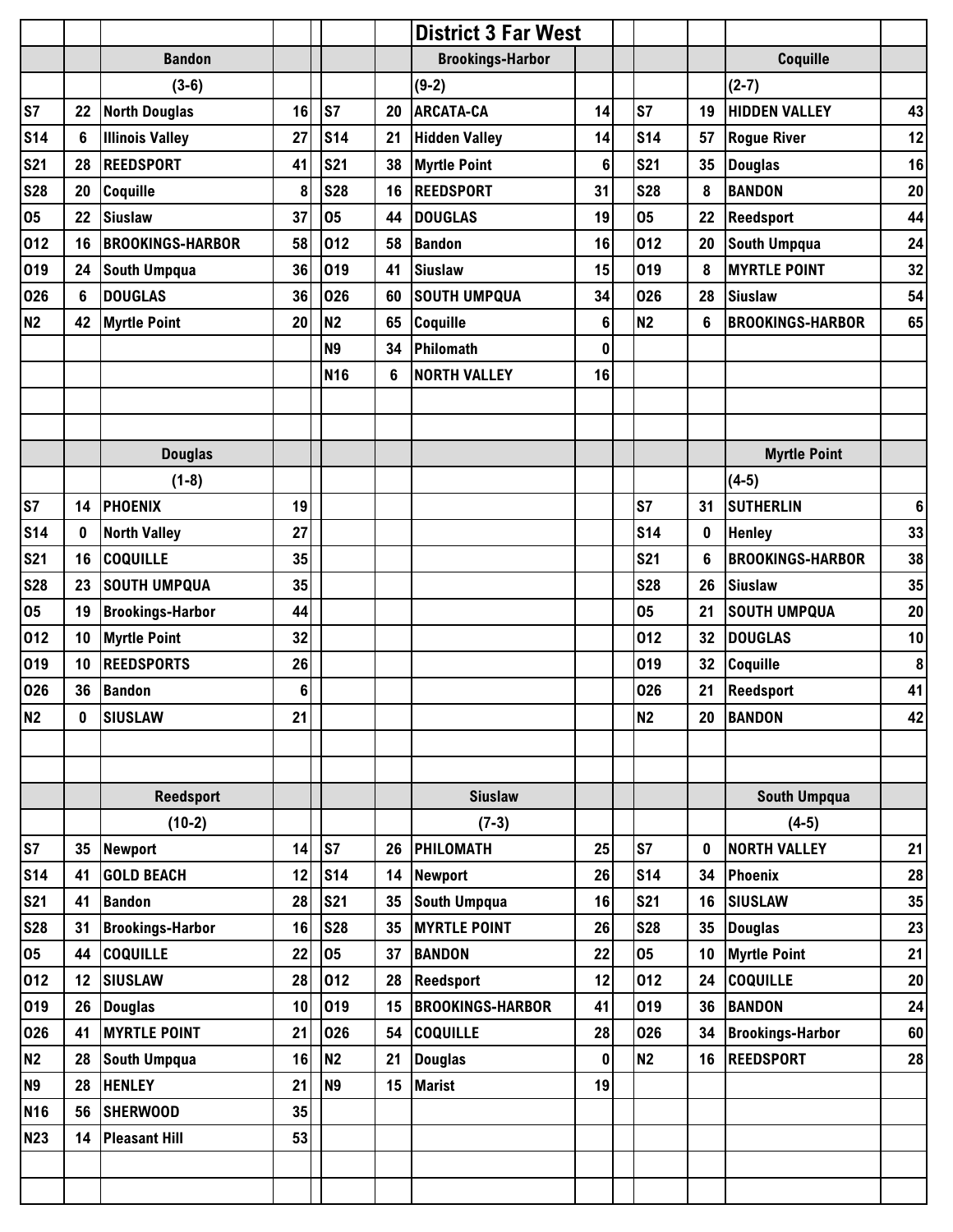# District 3 Far West

## Bandon

(3-6)

| Date | Score | Opponent | Opp |
|---|---|---|---|
| S7 | 22 | North Douglas | 16 |
| S14 | 6 | Illinois Valley | 27 |
| S21 | 28 | REEDSPORT | 41 |
| S28 | 20 | Coquille | 8 |
| O5 | 22 | Siuslaw | 37 |
| O12 | 16 | BROOKINGS-HARBOR | 58 |
| O19 | 24 | South Umpqua | 36 |
| O26 | 6 | DOUGLAS | 36 |
| N2 | 42 | Myrtle Point | 20 |

## Brookings-Harbor

(9-2)

| Date | Score | Opponent | Opp |
|---|---|---|---|
| S7 | 20 | ARCATA-CA | 14 |
| S14 | 21 | Hidden Valley | 14 |
| S21 | 38 | Myrtle Point | 6 |
| S28 | 16 | REEDSPORT | 31 |
| O5 | 44 | DOUGLAS | 19 |
| O12 | 58 | Bandon | 16 |
| O19 | 41 | Siuslaw | 15 |
| O26 | 60 | SOUTH UMPQUA | 34 |
| N2 | 65 | Coquille | 6 |
| N9 | 34 | Philomath | 0 |
| N16 | 6 | NORTH VALLEY | 16 |

## Coquille

(2-7)

| Date | Score | Opponent | Opp |
|---|---|---|---|
| S7 | 19 | HIDDEN VALLEY | 43 |
| S14 | 57 | Rogue River | 12 |
| S21 | 35 | Douglas | 16 |
| S28 | 8 | BANDON | 20 |
| O5 | 22 | Reedsport | 44 |
| O12 | 20 | South Umpqua | 24 |
| O19 | 8 | MYRTLE POINT | 32 |
| O26 | 28 | Siuslaw | 54 |
| N2 | 6 | BROOKINGS-HARBOR | 65 |

## Douglas

(1-8)

| Date | Score | Opponent | Opp |
|---|---|---|---|
| S7 | 14 | PHOENIX | 19 |
| S14 | 0 | North Valley | 27 |
| S21 | 16 | COQUILLE | 35 |
| S28 | 23 | SOUTH UMPQUA | 35 |
| O5 | 19 | Brookings-Harbor | 44 |
| O12 | 10 | Myrtle Point | 32 |
| O19 | 10 | REEDSPORTS | 26 |
| O26 | 36 | Bandon | 6 |
| N2 | 0 | SIUSLAW | 21 |

## Myrtle Point

(4-5)

| Date | Score | Opponent | Opp |
|---|---|---|---|
| S7 | 31 | SUTHERLIN | 6 |
| S14 | 0 | Henley | 33 |
| S21 | 6 | BROOKINGS-HARBOR | 38 |
| S28 | 26 | Siuslaw | 35 |
| O5 | 21 | SOUTH UMPQUA | 20 |
| O12 | 32 | DOUGLAS | 10 |
| O19 | 32 | Coquille | 8 |
| O26 | 21 | Reedsport | 41 |
| N2 | 20 | BANDON | 42 |

## Reedsport

(10-2)

| Date | Score | Opponent | Opp |
|---|---|---|---|
| S7 | 35 | Newport | 14 |
| S14 | 41 | GOLD BEACH | 12 |
| S21 | 41 | Bandon | 28 |
| S28 | 31 | Brookings-Harbor | 16 |
| O5 | 44 | COQUILLE | 22 |
| O12 | 12 | SIUSLAW | 28 |
| O19 | 26 | Douglas | 10 |
| O26 | 41 | MYRTLE POINT | 21 |
| N2 | 28 | South Umpqua | 16 |
| N9 | 28 | HENLEY | 21 |
| N16 | 56 | SHERWOOD | 35 |
| N23 | 14 | Pleasant Hill | 53 |

## Siuslaw

(7-3)

| Date | Score | Opponent | Opp |
|---|---|---|---|
| S7 | 26 | PHILOMATH | 25 |
| S14 | 14 | Newport | 26 |
| S21 | 35 | South Umpqua | 16 |
| S28 | 35 | MYRTLE POINT | 26 |
| O5 | 37 | BANDON | 22 |
| O12 | 28 | Reedsport | 12 |
| O19 | 15 | BROOKINGS-HARBOR | 41 |
| O26 | 54 | COQUILLE | 28 |
| N2 | 21 | Douglas | 0 |
| N9 | 15 | Marist | 19 |

## South Umpqua

(4-5)

| Date | Score | Opponent | Opp |
|---|---|---|---|
| S7 | 0 | NORTH VALLEY | 21 |
| S14 | 34 | Phoenix | 28 |
| S21 | 16 | SIUSLAW | 35 |
| S28 | 35 | Douglas | 23 |
| O5 | 10 | Myrtle Point | 21 |
| O12 | 24 | COQUILLE | 20 |
| O19 | 36 | BANDON | 24 |
| O26 | 34 | Brookings-Harbor | 60 |
| N2 | 16 | REEDSPORT | 28 |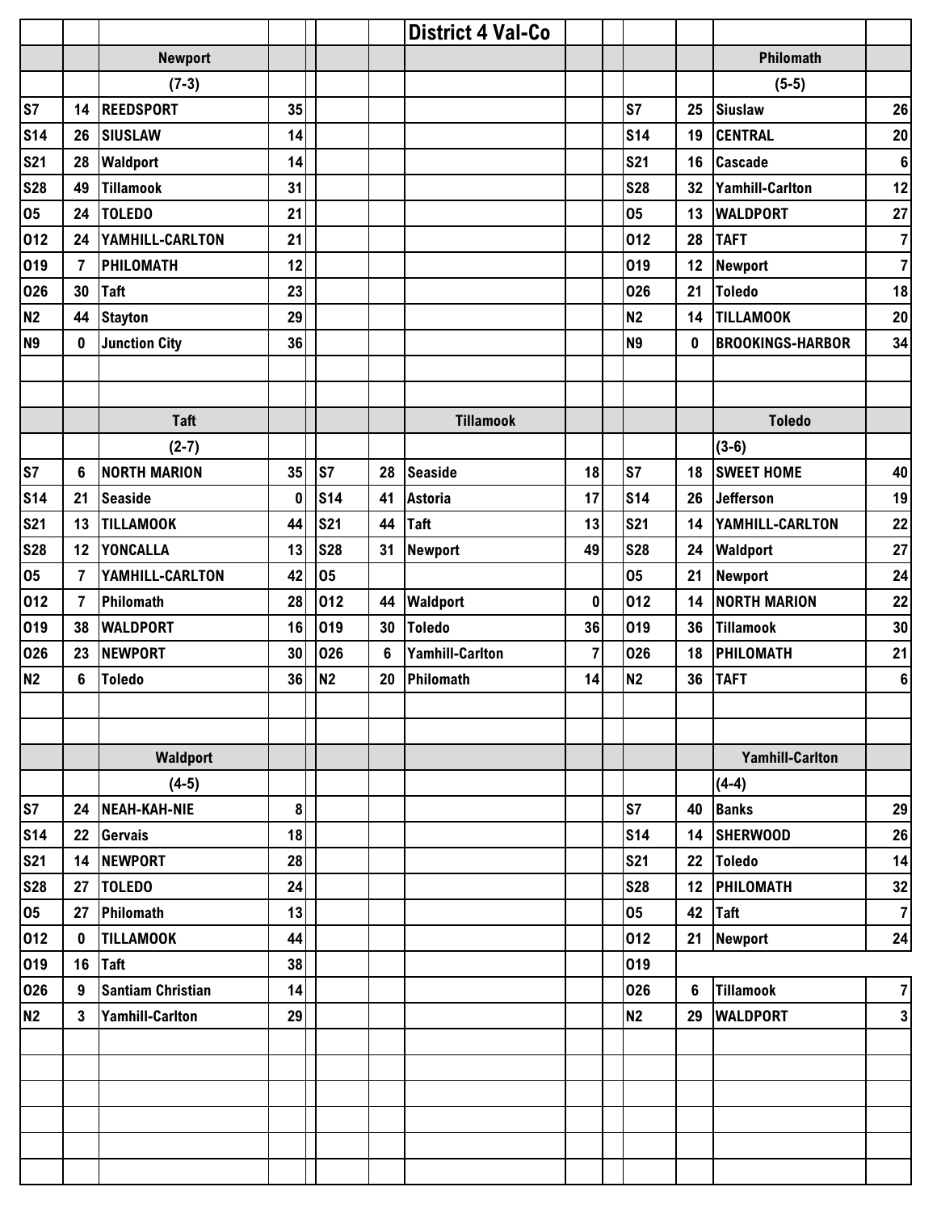# District 4 Val-Co

## Newport

(7-3)

| Date | Score | Opponent | Opp. Score |
|---|---|---|---|
| S7 | 14 | REEDSPORT | 35 |
| S14 | 26 | SIUSLAW | 14 |
| S21 | 28 | Waldport | 14 |
| S28 | 49 | Tillamook | 31 |
| O5 | 24 | TOLEDO | 21 |
| O12 | 24 | YAMHILL-CARLTON | 21 |
| O19 | 7 | PHILOMATH | 12 |
| O26 | 30 | Taft | 23 |
| N2 | 44 | Stayton | 29 |
| N9 | 0 | Junction City | 36 |

## Philomath

(5-5)

| Date | Score | Opponent | Opp. Score |
|---|---|---|---|
| S7 | 25 | Siuslaw | 26 |
| S14 | 19 | CENTRAL | 20 |
| S21 | 16 | Cascade | 6 |
| S28 | 32 | Yamhill-Carlton | 12 |
| O5 | 13 | WALDPORT | 27 |
| O12 | 28 | TAFT | 7 |
| O19 | 12 | Newport | 7 |
| O26 | 21 | Toledo | 18 |
| N2 | 14 | TILLAMOOK | 20 |
| N9 | 0 | BROOKINGS-HARBOR | 34 |

## Taft

(2-7)

| Date | Score | Opponent | Opp. Score |
|---|---|---|---|
| S7 | 6 | NORTH MARION | 35 |
| S14 | 21 | Seaside | 0 |
| S21 | 13 | TILLAMOOK | 44 |
| S28 | 12 | YONCALLA | 13 |
| O5 | 7 | YAMHILL-CARLTON | 42 |
| O12 | 7 | Philomath | 28 |
| O19 | 38 | WALDPORT | 16 |
| O26 | 23 | NEWPORT | 30 |
| N2 | 6 | Toledo | 36 |

## Tillamook

| Date | Score | Opponent | Opp. Score |
|---|---|---|---|
| S7 | 28 | Seaside | 18 |
| S14 | 41 | Astoria | 17 |
| S21 | 44 | Taft | 13 |
| S28 | 31 | Newport | 49 |
| O5 | | | |
| O12 | 44 | Waldport | 0 |
| O19 | 30 | Toledo | 36 |
| O26 | 6 | Yamhill-Carlton | 7 |
| N2 | 20 | Philomath | 14 |

## Toledo

(3-6)

| Date | Score | Opponent | Opp. Score |
|---|---|---|---|
| S7 | 18 | SWEET HOME | 40 |
| S14 | 26 | Jefferson | 19 |
| S21 | 14 | YAMHILL-CARLTON | 22 |
| S28 | 24 | Waldport | 27 |
| O5 | 21 | Newport | 24 |
| O12 | 14 | NORTH MARION | 22 |
| O19 | 36 | Tillamook | 30 |
| O26 | 18 | PHILOMATH | 21 |
| N2 | 36 | TAFT | 6 |

## Waldport

(4-5)

| Date | Score | Opponent | Opp. Score |
|---|---|---|---|
| S7 | 24 | NEAH-KAH-NIE | 8 |
| S14 | 22 | Gervais | 18 |
| S21 | 14 | NEWPORT | 28 |
| S28 | 27 | TOLEDO | 24 |
| O5 | 27 | Philomath | 13 |
| O12 | 0 | TILLAMOOK | 44 |
| O19 | 16 | Taft | 38 |
| O26 | 9 | Santiam Christian | 14 |
| N2 | 3 | Yamhill-Carlton | 29 |

## Yamhill-Carlton

(4-4)

| Date | Score | Opponent | Opp. Score |
|---|---|---|---|
| S7 | 40 | Banks | 29 |
| S14 | 14 | SHERWOOD | 26 |
| S21 | 22 | Toledo | 14 |
| S28 | 12 | PHILOMATH | 32 |
| O5 | 42 | Taft | 7 |
| O12 | 21 | Newport | 24 |
| O19 | | | |
| O26 | 6 | Tillamook | 7 |
| N2 | 29 | WALDPORT | 3 |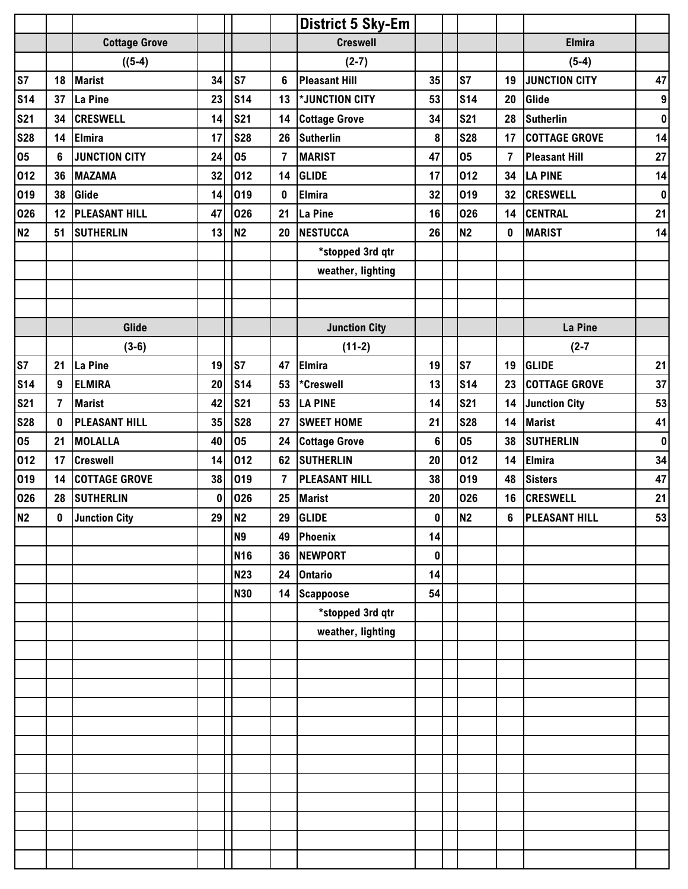# District 5 Sky-Em

| | | Cottage Grove | | | | Creswell | | | | Elmira | |
|---|---|---|---|---|---|---|---|---|---|---|---|
| | | ((5-4) | | | | (2-7) | | | | (5-4) | |
| S7 | 18 | Marist | 34 | S7 | 6 | Pleasant Hill | 35 | S7 | 19 | JUNCTION CITY | 47 |
| S14 | 37 | La Pine | 23 | S14 | 13 | *JUNCTION CITY | 53 | S14 | 20 | Glide | 9 |
| S21 | 34 | CRESWELL | 14 | S21 | 14 | Cottage Grove | 34 | S21 | 28 | Sutherlin | 0 |
| S28 | 14 | Elmira | 17 | S28 | 26 | Sutherlin | 8 | S28 | 17 | COTTAGE GROVE | 14 |
| O5 | 6 | JUNCTION CITY | 24 | O5 | 7 | MARIST | 47 | O5 | 7 | Pleasant Hill | 27 |
| O12 | 36 | MAZAMA | 32 | O12 | 14 | GLIDE | 17 | O12 | 34 | LA PINE | 14 |
| O19 | 38 | Glide | 14 | O19 | 0 | Elmira | 32 | O19 | 32 | CRESWELL | 0 |
| O26 | 12 | PLEASANT HILL | 47 | O26 | 21 | La Pine | 16 | O26 | 14 | CENTRAL | 21 |
| N2 | 51 | SUTHERLIN | 13 | N2 | 20 | NESTUCCA | 26 | N2 | 0 | MARIST | 14 |
| | | | | | | *stopped 3rd qtr | | | | | |
| | | | | | | weather, lighting | | | | | |

| | | Glide | | | | Junction City | | | | La Pine | |
|---|---|---|---|---|---|---|---|---|---|---|---|
| | | (3-6) | | | | (11-2) | | | | (2-7 | |
| S7 | 21 | La Pine | 19 | S7 | 47 | Elmira | 19 | S7 | 19 | GLIDE | 21 |
| S14 | 9 | ELMIRA | 20 | S14 | 53 | *Creswell | 13 | S14 | 23 | COTTAGE GROVE | 37 |
| S21 | 7 | Marist | 42 | S21 | 53 | LA PINE | 14 | S21 | 14 | Junction City | 53 |
| S28 | 0 | PLEASANT HILL | 35 | S28 | 27 | SWEET HOME | 21 | S28 | 14 | Marist | 41 |
| O5 | 21 | MOLALLA | 40 | O5 | 24 | Cottage Grove | 6 | O5 | 38 | SUTHERLIN | 0 |
| O12 | 17 | Creswell | 14 | O12 | 62 | SUTHERLIN | 20 | O12 | 14 | Elmira | 34 |
| O19 | 14 | COTTAGE GROVE | 38 | O19 | 7 | PLEASANT HILL | 38 | O19 | 48 | Sisters | 47 |
| O26 | 28 | SUTHERLIN | 0 | O26 | 25 | Marist | 20 | O26 | 16 | CRESWELL | 21 |
| N2 | 0 | Junction City | 29 | N2 | 29 | GLIDE | 0 | N2 | 6 | PLEASANT HILL | 53 |
| | | | | N9 | 49 | Phoenix | 14 | | | | |
| | | | | N16 | 36 | NEWPORT | 0 | | | | |
| | | | | N23 | 24 | Ontario | 14 | | | | |
| | | | | N30 | 14 | Scappoose | 54 | | | | |
| | | | | | | *stopped 3rd qtr | | | | | |
| | | | | | | weather, lighting | | | | | |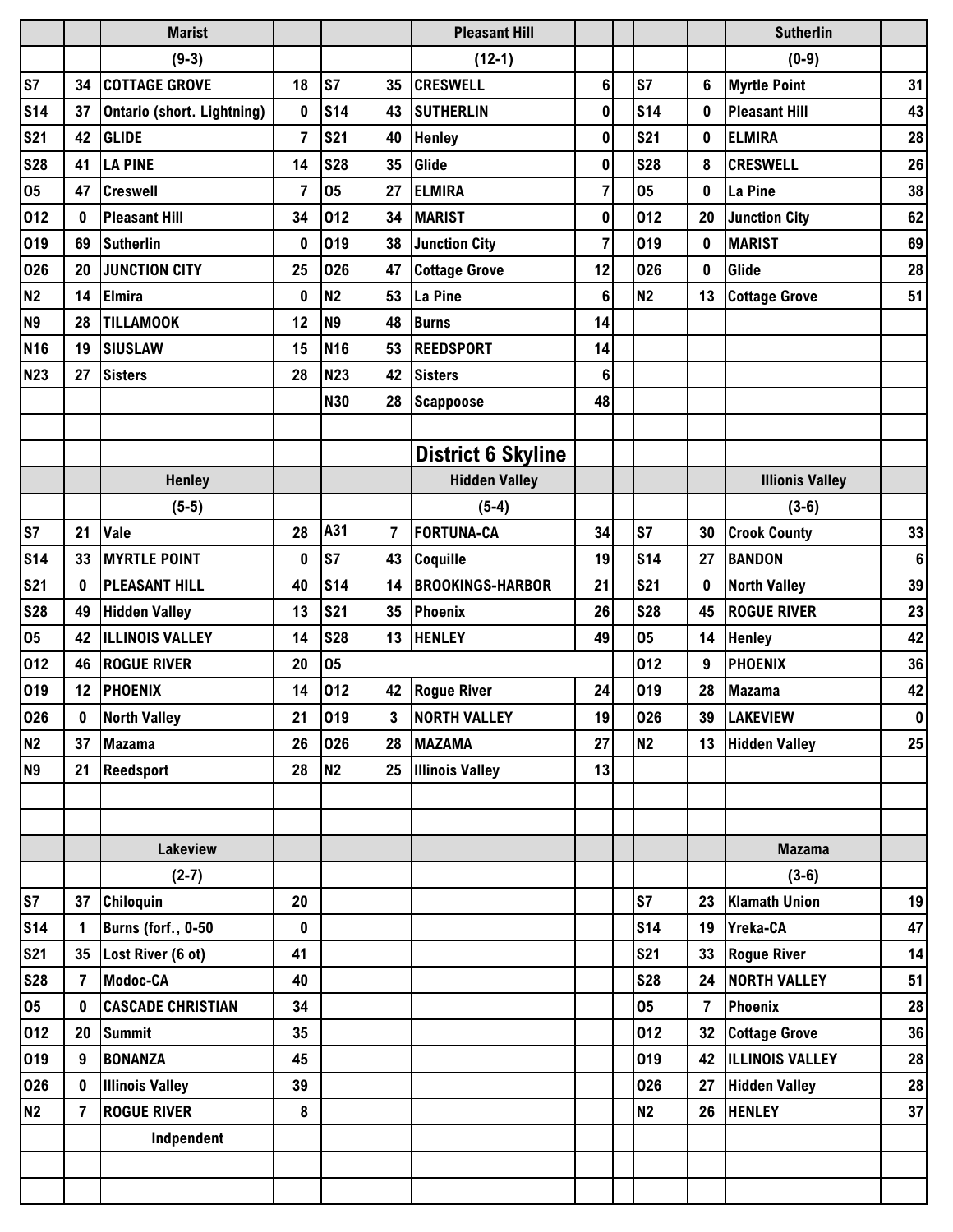| | | Marist | | | | Pleasant Hill | | | | Sutherlin | |
|---|---|---|---|---|---|---|---|---|---|---|---|
| | | (9-3) | | | | (12-1) | | | | (0-9) | |
| S7 | 34 | COTTAGE GROVE | 18 | S7 | 35 | CRESWELL | 6 | S7 | 6 | Myrtle Point | 31 |
| S14 | 37 | Ontario (short. Lightning) | 0 | S14 | 43 | SUTHERLIN | 0 | S14 | 0 | Pleasant Hill | 43 |
| S21 | 42 | GLIDE | 7 | S21 | 40 | Henley | 0 | S21 | 0 | ELMIRA | 28 |
| S28 | 41 | LA PINE | 14 | S28 | 35 | Glide | 0 | S28 | 8 | CRESWELL | 26 |
| O5 | 47 | Creswell | 7 | O5 | 27 | ELMIRA | 7 | O5 | 0 | La Pine | 38 |
| O12 | 0 | Pleasant Hill | 34 | O12 | 34 | MARIST | 0 | O12 | 20 | Junction City | 62 |
| O19 | 69 | Sutherlin | 0 | O19 | 38 | Junction City | 7 | O19 | 0 | MARIST | 69 |
| O26 | 20 | JUNCTION CITY | 25 | O26 | 47 | Cottage Grove | 12 | O26 | 0 | Glide | 28 |
| N2 | 14 | Elmira | 0 | N2 | 53 | La Pine | 6 | N2 | 13 | Cottage Grove | 51 |
| N9 | 28 | TILLAMOOK | 12 | N9 | 48 | Burns | 14 | | | | |
| N16 | 19 | SIUSLAW | 15 | N16 | 53 | REEDSPORT | 14 | | | | |
| N23 | 27 | Sisters | 28 | N23 | 42 | Sisters | 6 | | | | |
| | | | | N30 | 28 | Scappoose | 48 | | | | |

## District 6 Skyline

| | | Henley | | | | Hidden Valley | | | | Illionis Valley | |
|---|---|---|---|---|---|---|---|---|---|---|---|
| | | (5-5) | | | | (5-4) | | | | (3-6) | |
| S7 | 21 | Vale | 28 | A31 | 7 | FORTUNA-CA | 34 | S7 | 30 | Crook County | 33 |
| S14 | 33 | MYRTLE POINT | 0 | S7 | 43 | Coquille | 19 | S14 | 27 | BANDON | 6 |
| S21 | 0 | PLEASANT HILL | 40 | S14 | 14 | BROOKINGS-HARBOR | 21 | S21 | 0 | North Valley | 39 |
| S28 | 49 | Hidden Valley | 13 | S21 | 35 | Phoenix | 26 | S28 | 45 | ROGUE RIVER | 23 |
| O5 | 42 | ILLINOIS VALLEY | 14 | S28 | 13 | HENLEY | 49 | O5 | 14 | Henley | 42 |
| O12 | 46 | ROGUE RIVER | 20 | O5 | | | | O12 | 9 | PHOENIX | 36 |
| O19 | 12 | PHOENIX | 14 | O12 | 42 | Rogue River | 24 | O19 | 28 | Mazama | 42 |
| O26 | 0 | North Valley | 21 | O19 | 3 | NORTH VALLEY | 19 | O26 | 39 | LAKEVIEW | 0 |
| N2 | 37 | Mazama | 26 | O26 | 28 | MAZAMA | 27 | N2 | 13 | Hidden Valley | 25 |
| N9 | 21 | Reedsport | 28 | N2 | 25 | Illinois Valley | 13 | | | | |

| | | Lakeview | | | | Mazama | |
|---|---|---|---|---|---|---|---|
| | | (2-7) | | | | (3-6) | |
| S7 | 37 | Chiloquin | 20 | S7 | 23 | Klamath Union | 19 |
| S14 | 1 | Burns (forf., 0-50 | 0 | S14 | 19 | Yreka-CA | 47 |
| S21 | 35 | Lost River (6 ot) | 41 | S21 | 33 | Rogue River | 14 |
| S28 | 7 | Modoc-CA | 40 | S28 | 24 | NORTH VALLEY | 51 |
| O5 | 0 | CASCADE CHRISTIAN | 34 | O5 | 7 | Phoenix | 28 |
| O12 | 20 | Summit | 35 | O12 | 32 | Cottage Grove | 36 |
| O19 | 9 | BONANZA | 45 | O19 | 42 | ILLINOIS VALLEY | 28 |
| O26 | 0 | Illinois Valley | 39 | O26 | 27 | Hidden Valley | 28 |
| N2 | 7 | ROGUE RIVER | 8 | N2 | 26 | HENLEY | 37 |
| | | Indpendent | | | | | |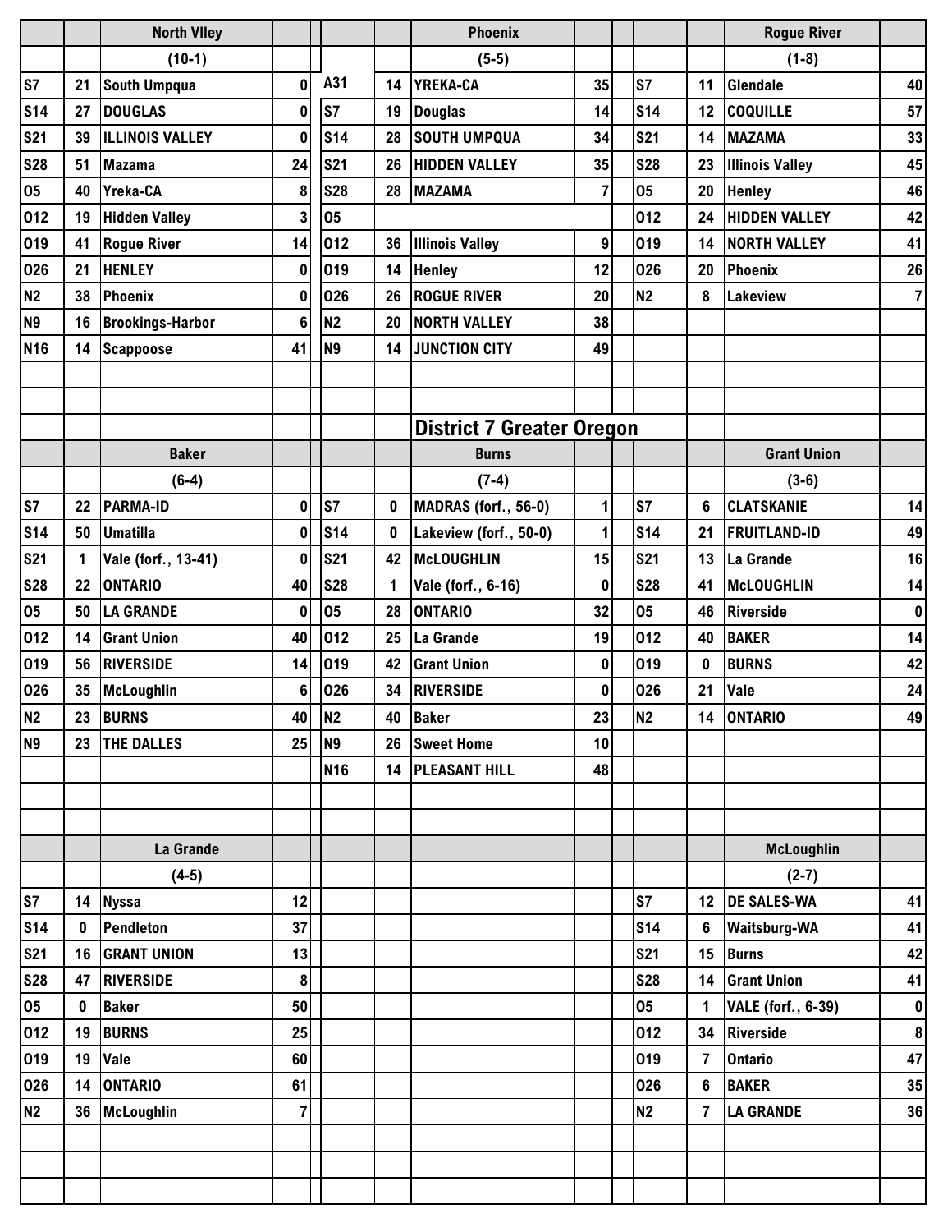### North Vlley (10-1)

| Date | Score | Opponent | Opp |
|---|---|---|---|
| S7 | 21 | South Umpqua | 0 |
| S14 | 27 | DOUGLAS | 0 |
| S21 | 39 | ILLINOIS VALLEY | 0 |
| S28 | 51 | Mazama | 24 |
| O5 | 40 | Yreka-CA | 8 |
| O12 | 19 | Hidden Valley | 3 |
| O19 | 41 | Rogue River | 14 |
| O26 | 21 | HENLEY | 0 |
| N2 | 38 | Phoenix | 0 |
| N9 | 16 | Brookings-Harbor | 6 |
| N16 | 14 | Scappoose | 41 |

### Phoenix (5-5)

| Date | Score | Opponent | Opp |
|---|---|---|---|
| A31 | 14 | YREKA-CA | 35 |
| S7 | 19 | Douglas | 14 |
| S14 | 28 | SOUTH UMPQUA | 34 |
| S21 | 26 | HIDDEN VALLEY | 35 |
| S28 | 28 | MAZAMA | 7 |
| O5 | | | |
| O12 | 36 | Illinois Valley | 9 |
| O19 | 14 | Henley | 12 |
| O26 | 26 | ROGUE RIVER | 20 |
| N2 | 20 | NORTH VALLEY | 38 |
| N9 | 14 | JUNCTION CITY | 49 |

### Rogue River (1-8)

| Date | Score | Opponent | Opp |
|---|---|---|---|
| S7 | 11 | Glendale | 40 |
| S14 | 12 | COQUILLE | 57 |
| S21 | 14 | MAZAMA | 33 |
| S28 | 23 | Illinois Valley | 45 |
| O5 | 20 | Henley | 46 |
| O12 | 24 | HIDDEN VALLEY | 42 |
| O19 | 14 | NORTH VALLEY | 41 |
| O26 | 20 | Phoenix | 26 |
| N2 | 8 | Lakeview | 7 |

## District 7 Greater Oregon

### Baker (6-4)

| Date | Score | Opponent | Opp |
|---|---|---|---|
| S7 | 22 | PARMA-ID | 0 |
| S14 | 50 | Umatilla | 0 |
| S21 | 1 | Vale (forf., 13-41) | 0 |
| S28 | 22 | ONTARIO | 40 |
| O5 | 50 | LA GRANDE | 0 |
| O12 | 14 | Grant Union | 40 |
| O19 | 56 | RIVERSIDE | 14 |
| O26 | 35 | McLoughlin | 6 |
| N2 | 23 | BURNS | 40 |
| N9 | 23 | THE DALLES | 25 |

### Burns (7-4)

| Date | Score | Opponent | Opp |
|---|---|---|---|
| S7 | 0 | MADRAS (forf., 56-0) | 1 |
| S14 | 0 | Lakeview (forf., 50-0) | 1 |
| S21 | 42 | McLOUGHLIN | 15 |
| S28 | 1 | Vale (forf., 6-16) | 0 |
| O5 | 28 | ONTARIO | 32 |
| O12 | 25 | La Grande | 19 |
| O19 | 42 | Grant Union | 0 |
| O26 | 34 | RIVERSIDE | 0 |
| N2 | 40 | Baker | 23 |
| N9 | 26 | Sweet Home | 10 |
| N16 | 14 | PLEASANT HILL | 48 |

### Grant Union (3-6)

| Date | Score | Opponent | Opp |
|---|---|---|---|
| S7 | 6 | CLATSKANIE | 14 |
| S14 | 21 | FRUITLAND-ID | 49 |
| S21 | 13 | La Grande | 16 |
| S28 | 41 | McLOUGHLIN | 14 |
| O5 | 46 | Riverside | 0 |
| O12 | 40 | BAKER | 14 |
| O19 | 0 | BURNS | 42 |
| O26 | 21 | Vale | 24 |
| N2 | 14 | ONTARIO | 49 |

### La Grande (4-5)

| Date | Score | Opponent | Opp |
|---|---|---|---|
| S7 | 14 | Nyssa | 12 |
| S14 | 0 | Pendleton | 37 |
| S21 | 16 | GRANT UNION | 13 |
| S28 | 47 | RIVERSIDE | 8 |
| O5 | 0 | Baker | 50 |
| O12 | 19 | BURNS | 25 |
| O19 | 19 | Vale | 60 |
| O26 | 14 | ONTARIO | 61 |
| N2 | 36 | McLoughlin | 7 |

### McLoughlin (2-7)

| Date | Score | Opponent | Opp |
|---|---|---|---|
| S7 | 12 | DE SALES-WA | 41 |
| S14 | 6 | Waitsburg-WA | 41 |
| S21 | 15 | Burns | 42 |
| S28 | 14 | Grant Union | 41 |
| O5 | 1 | VALE (forf., 6-39) | 0 |
| O12 | 34 | Riverside | 8 |
| O19 | 7 | Ontario | 47 |
| O26 | 6 | BAKER | 35 |
| N2 | 7 | LA GRANDE | 36 |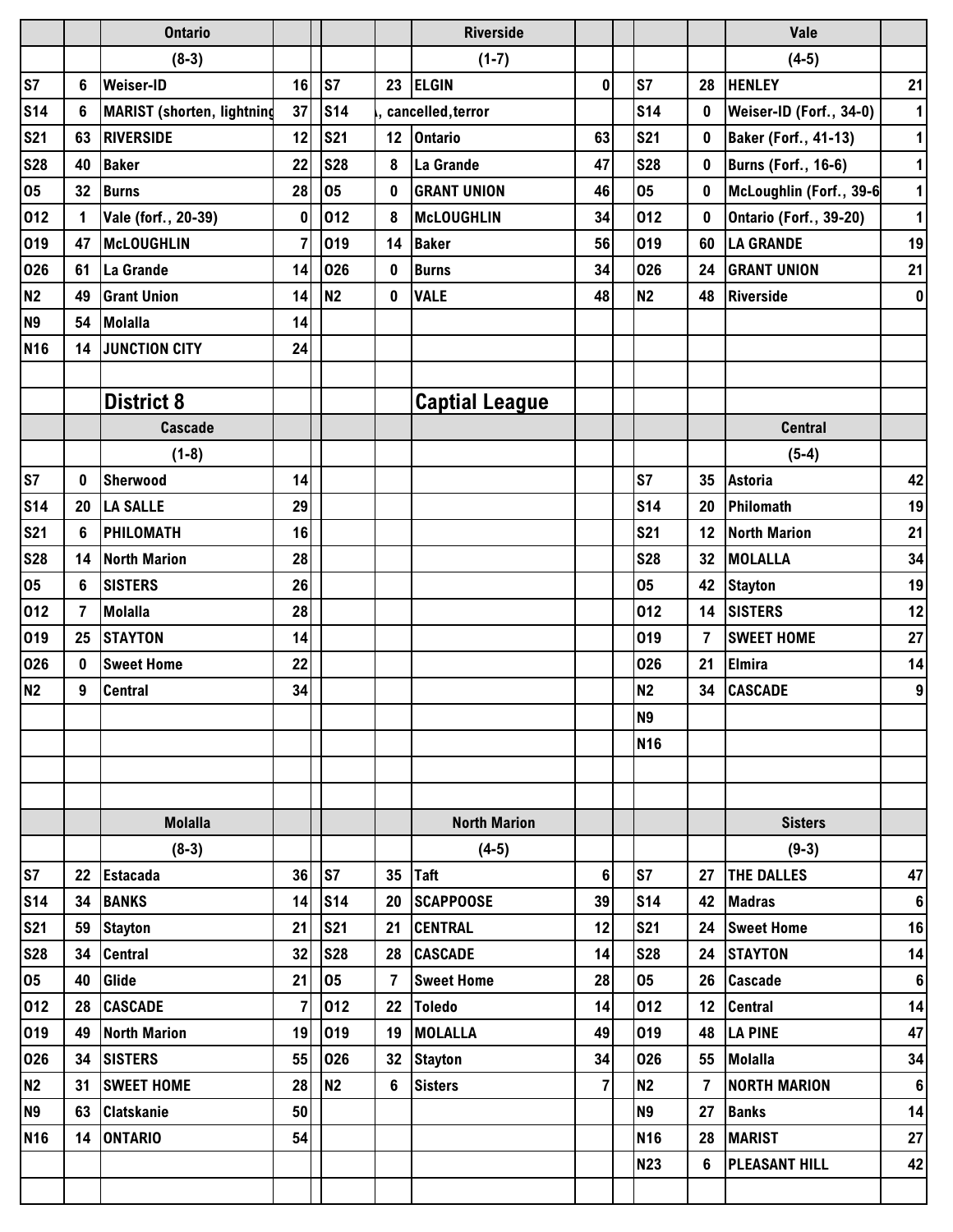| | | Ontario | | | | | Riverside | | | | | Vale | |
|---|---|---|---|---|---|---|---|---|---|---|---|---|---|
| | | (8-3) | | | | | (1-7) | | | | | (4-5) | |
| S7 | 6 | Weiser-ID | 16 | | S7 | 23 | ELGIN | 0 | | S7 | 28 | HENLEY | 21 |
| S14 | 6 | MARIST (shorten, lightning | 37 | | S14 | , cancelled,terror | | | | S14 | 0 | Weiser-ID (Forf., 34-0) | 1 |
| S21 | 63 | RIVERSIDE | 12 | | S21 | 12 | Ontario | 63 | | S21 | 0 | Baker (Forf., 41-13) | 1 |
| S28 | 40 | Baker | 22 | | S28 | 8 | La Grande | 47 | | S28 | 0 | Burns (Forf., 16-6) | 1 |
| O5 | 32 | Burns | 28 | | O5 | 0 | GRANT UNION | 46 | | O5 | 0 | McLoughlin (Forf., 39-6 | 1 |
| O12 | 1 | Vale (forf., 20-39) | 0 | | O12 | 8 | McLOUGHLIN | 34 | | O12 | 0 | Ontario (Forf., 39-20) | 1 |
| O19 | 47 | McLOUGHLIN | 7 | | O19 | 14 | Baker | 56 | | O19 | 60 | LA GRANDE | 19 |
| O26 | 61 | La Grande | 14 | | O26 | 0 | Burns | 34 | | O26 | 24 | GRANT UNION | 21 |
| N2 | 49 | Grant Union | 14 | | N2 | 0 | VALE | 48 | | N2 | 48 | Riverside | 0 |
| N9 | 54 | Molalla | 14 | | | | | | | | | | |
| N16 | 14 | JUNCTION CITY | 24 | | | | | | | | | | |

## District 8

## Captial League

| | | Cascade | | | | | | | | | | Central | |
|---|---|---|---|---|---|---|---|---|---|---|---|---|---|
| | | (1-8) | | | | | | | | | | (5-4) | |
| S7 | 0 | Sherwood | 14 | | | | | | | S7 | 35 | Astoria | 42 |
| S14 | 20 | LA SALLE | 29 | | | | | | | S14 | 20 | Philomath | 19 |
| S21 | 6 | PHILOMATH | 16 | | | | | | | S21 | 12 | North Marion | 21 |
| S28 | 14 | North Marion | 28 | | | | | | | S28 | 32 | MOLALLA | 34 |
| O5 | 6 | SISTERS | 26 | | | | | | | O5 | 42 | Stayton | 19 |
| O12 | 7 | Molalla | 28 | | | | | | | O12 | 14 | SISTERS | 12 |
| O19 | 25 | STAYTON | 14 | | | | | | | O19 | 7 | SWEET HOME | 27 |
| O26 | 0 | Sweet Home | 22 | | | | | | | O26 | 21 | Elmira | 14 |
| N2 | 9 | Central | 34 | | | | | | | N2 | 34 | CASCADE | 9 |
| | | | | | | | | | | N9 | | | |
| | | | | | | | | | | N16 | | | |

| | | Molalla | | | | | North Marion | | | | | Sisters | |
|---|---|---|---|---|---|---|---|---|---|---|---|---|---|
| | | (8-3) | | | | | (4-5) | | | | | (9-3) | |
| S7 | 22 | Estacada | 36 | | S7 | 35 | Taft | 6 | | S7 | 27 | THE DALLES | 47 |
| S14 | 34 | BANKS | 14 | | S14 | 20 | SCAPPOOSE | 39 | | S14 | 42 | Madras | 6 |
| S21 | 59 | Stayton | 21 | | S21 | 21 | CENTRAL | 12 | | S21 | 24 | Sweet Home | 16 |
| S28 | 34 | Central | 32 | | S28 | 28 | CASCADE | 14 | | S28 | 24 | STAYTON | 14 |
| O5 | 40 | Glide | 21 | | O5 | 7 | Sweet Home | 28 | | O5 | 26 | Cascade | 6 |
| O12 | 28 | CASCADE | 7 | | O12 | 22 | Toledo | 14 | | O12 | 12 | Central | 14 |
| O19 | 49 | North Marion | 19 | | O19 | 19 | MOLALLA | 49 | | O19 | 48 | LA PINE | 47 |
| O26 | 34 | SISTERS | 55 | | O26 | 32 | Stayton | 34 | | O26 | 55 | Molalla | 34 |
| N2 | 31 | SWEET HOME | 28 | | N2 | 6 | Sisters | 7 | | N2 | 7 | NORTH MARION | 6 |
| N9 | 63 | Clatskanie | 50 | | | | | | | N9 | 27 | Banks | 14 |
| N16 | 14 | ONTARIO | 54 | | | | | | | N16 | 28 | MARIST | 27 |
| | | | | | | | | | | N23 | 6 | PLEASANT HILL | 42 |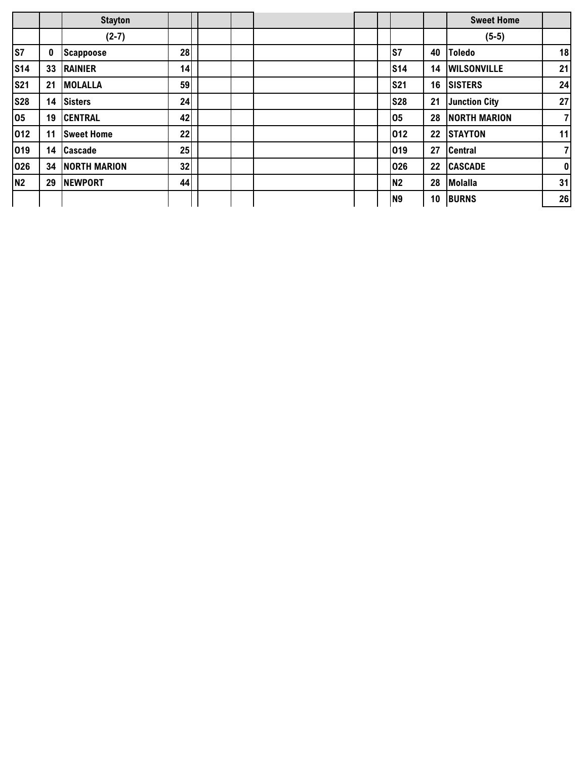| | | Stayton | | | | | | | | | | Sweet Home | |
|---|---|---|---|---|---|---|---|---|---|---|---|---|---|
| | | (2-7) | | | | | | | | | | (5-5) | |
| S7 | 0 | Scappoose | 28 | | | | | | | S7 | 40 | Toledo | 18 |
| S14 | 33 | RAINIER | 14 | | | | | | | S14 | 14 | WILSONVILLE | 21 |
| S21 | 21 | MOLALLA | 59 | | | | | | | S21 | 16 | SISTERS | 24 |
| S28 | 14 | Sisters | 24 | | | | | | | S28 | 21 | Junction City | 27 |
| O5 | 19 | CENTRAL | 42 | | | | | | | O5 | 28 | NORTH MARION | 7 |
| O12 | 11 | Sweet Home | 22 | | | | | | | O12 | 22 | STAYTON | 11 |
| O19 | 14 | Cascade | 25 | | | | | | | O19 | 27 | Central | 7 |
| O26 | 34 | NORTH MARION | 32 | | | | | | | O26 | 22 | CASCADE | 0 |
| N2 | 29 | NEWPORT | 44 | | | | | | | N2 | 28 | Molalla | 31 |
| | | | | | | | | | | N9 | 10 | BURNS | 26 |